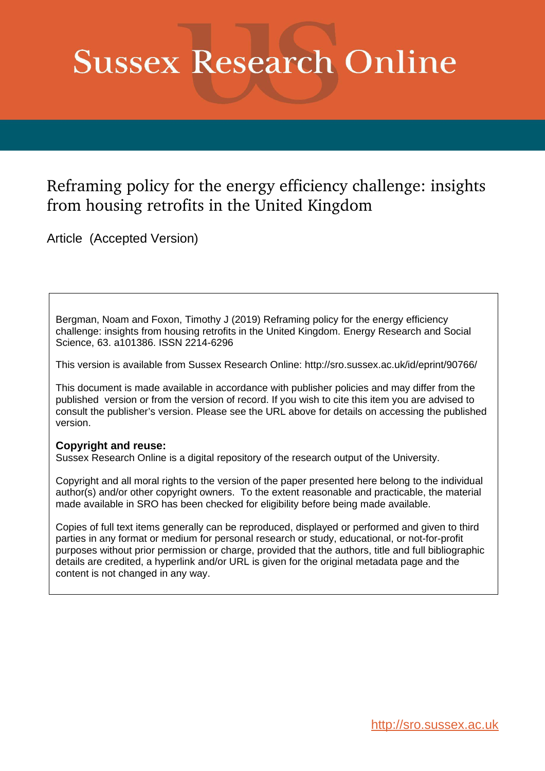# Sussex Research Online

## Reframing policy for the energy efficiency challenge: insights from housing retrofits in the United Kingdom

Article (Accepted Version)

Bergman, Noam and Foxon, Timothy J (2019) Reframing policy for the energy efficiency challenge: insights from housing retrofits in the United Kingdom. Energy Research and Social Science, 63. a101386. ISSN 2214-6296

This version is available from Sussex Research Online: http://sro.sussex.ac.uk/id/eprint/90766/

This document is made available in accordance with publisher policies and may differ from the published version or from the version of record. If you wish to cite this item you are advised to consult the publisher's version. Please see the URL above for details on accessing the published version.

**Copyright and reuse:**
Sussex Research Online is a digital repository of the research output of the University.

Copyright and all moral rights to the version of the paper presented here belong to the individual author(s) and/or other copyright owners. To the extent reasonable and practicable, the material made available in SRO has been checked for eligibility before being made available.

Copies of full text items generally can be reproduced, displayed or performed and given to third parties in any format or medium for personal research or study, educational, or not-for-profit purposes without prior permission or charge, provided that the authors, title and full bibliographic details are credited, a hyperlink and/or URL is given for the original metadata page and the content is not changed in any way.

http://sro.sussex.ac.uk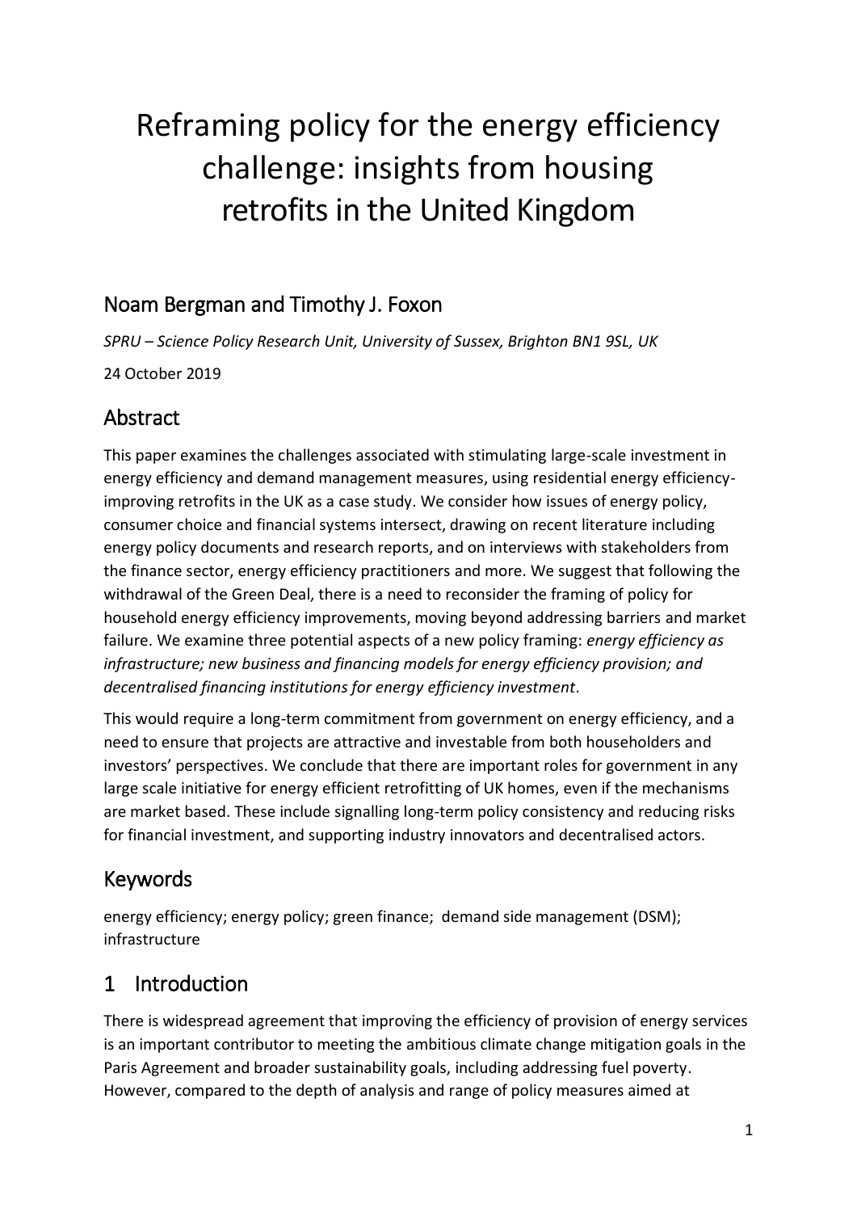# Reframing policy for the energy efficiency challenge: insights from housing retrofits in the United Kingdom

## Noam Bergman and Timothy J. Foxon

*SPRU – Science Policy Research Unit, University of Sussex, Brighton BN1 9SL, UK*

24 October 2019

## Abstract

This paper examines the challenges associated with stimulating large-scale investment in energy efficiency and demand management measures, using residential energy efficiency-improving retrofits in the UK as a case study. We consider how issues of energy policy, consumer choice and financial systems intersect, drawing on recent literature including energy policy documents and research reports, and on interviews with stakeholders from the finance sector, energy efficiency practitioners and more. We suggest that following the withdrawal of the Green Deal, there is a need to reconsider the framing of policy for household energy efficiency improvements, moving beyond addressing barriers and market failure. We examine three potential aspects of a new policy framing: *energy efficiency as infrastructure; new business and financing models for energy efficiency provision; and decentralised financing institutions for energy efficiency investment*.

This would require a long-term commitment from government on energy efficiency, and a need to ensure that projects are attractive and investable from both householders and investors' perspectives. We conclude that there are important roles for government in any large scale initiative for energy efficient retrofitting of UK homes, even if the mechanisms are market based. These include signalling long-term policy consistency and reducing risks for financial investment, and supporting industry innovators and decentralised actors.

## Keywords

energy efficiency; energy policy; green finance; demand side management (DSM); infrastructure

## 1 Introduction

There is widespread agreement that improving the efficiency of provision of energy services is an important contributor to meeting the ambitious climate change mitigation goals in the Paris Agreement and broader sustainability goals, including addressing fuel poverty. However, compared to the depth of analysis and range of policy measures aimed at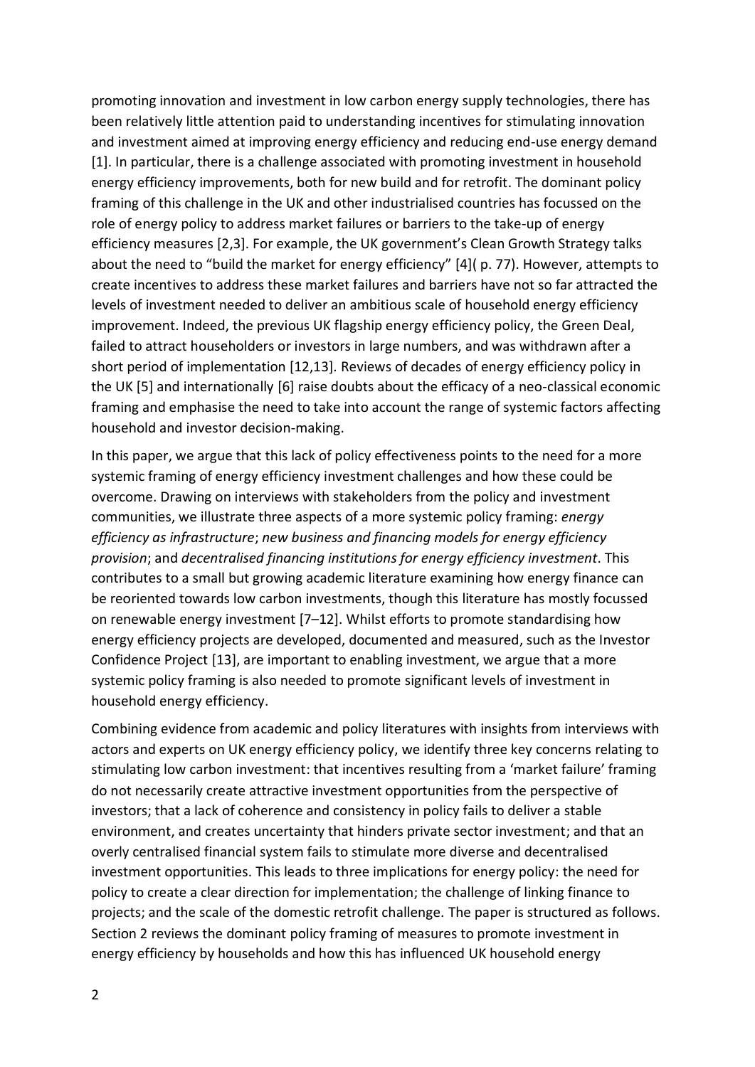promoting innovation and investment in low carbon energy supply technologies, there has been relatively little attention paid to understanding incentives for stimulating innovation and investment aimed at improving energy efficiency and reducing end-use energy demand [1]. In particular, there is a challenge associated with promoting investment in household energy efficiency improvements, both for new build and for retrofit. The dominant policy framing of this challenge in the UK and other industrialised countries has focussed on the role of energy policy to address market failures or barriers to the take-up of energy efficiency measures [2,3]. For example, the UK government's Clean Growth Strategy talks about the need to "build the market for energy efficiency" [4]( p. 77). However, attempts to create incentives to address these market failures and barriers have not so far attracted the levels of investment needed to deliver an ambitious scale of household energy efficiency improvement. Indeed, the previous UK flagship energy efficiency policy, the Green Deal, failed to attract householders or investors in large numbers, and was withdrawn after a short period of implementation [12,13]. Reviews of decades of energy efficiency policy in the UK [5] and internationally [6] raise doubts about the efficacy of a neo-classical economic framing and emphasise the need to take into account the range of systemic factors affecting household and investor decision-making.

In this paper, we argue that this lack of policy effectiveness points to the need for a more systemic framing of energy efficiency investment challenges and how these could be overcome. Drawing on interviews with stakeholders from the policy and investment communities, we illustrate three aspects of a more systemic policy framing: *energy efficiency as infrastructure*; *new business and financing models for energy efficiency provision*; and *decentralised financing institutions for energy efficiency investment*. This contributes to a small but growing academic literature examining how energy finance can be reoriented towards low carbon investments, though this literature has mostly focussed on renewable energy investment [7–12]. Whilst efforts to promote standardising how energy efficiency projects are developed, documented and measured, such as the Investor Confidence Project [13], are important to enabling investment, we argue that a more systemic policy framing is also needed to promote significant levels of investment in household energy efficiency.

Combining evidence from academic and policy literatures with insights from interviews with actors and experts on UK energy efficiency policy, we identify three key concerns relating to stimulating low carbon investment: that incentives resulting from a 'market failure' framing do not necessarily create attractive investment opportunities from the perspective of investors; that a lack of coherence and consistency in policy fails to deliver a stable environment, and creates uncertainty that hinders private sector investment; and that an overly centralised financial system fails to stimulate more diverse and decentralised investment opportunities. This leads to three implications for energy policy: the need for policy to create a clear direction for implementation; the challenge of linking finance to projects; and the scale of the domestic retrofit challenge. The paper is structured as follows. Section 2 reviews the dominant policy framing of measures to promote investment in energy efficiency by households and how this has influenced UK household energy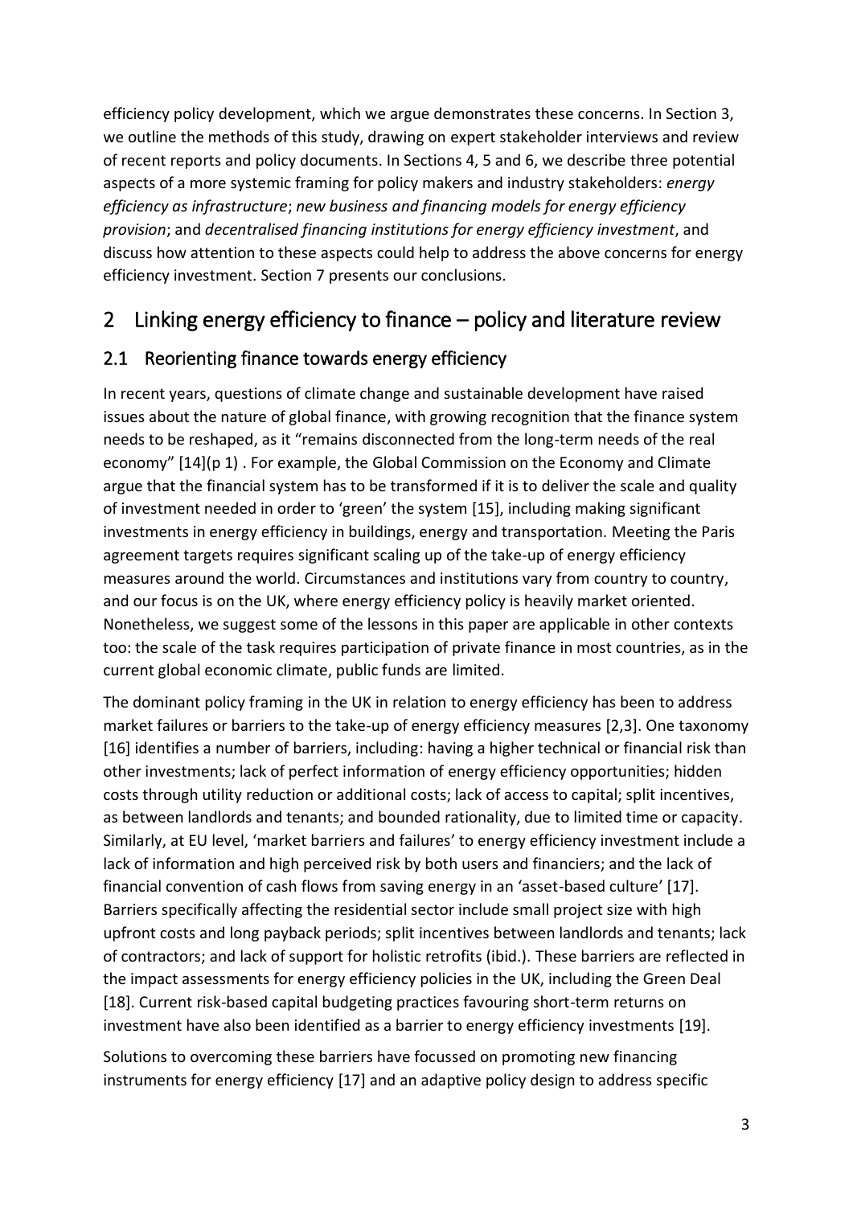efficiency policy development, which we argue demonstrates these concerns. In Section 3, we outline the methods of this study, drawing on expert stakeholder interviews and review of recent reports and policy documents. In Sections 4, 5 and 6, we describe three potential aspects of a more systemic framing for policy makers and industry stakeholders: *energy efficiency as infrastructure*; *new business and financing models for energy efficiency provision*; and *decentralised financing institutions for energy efficiency investment*, and discuss how attention to these aspects could help to address the above concerns for energy efficiency investment. Section 7 presents our conclusions.

# 2 Linking energy efficiency to finance – policy and literature review

## 2.1 Reorienting finance towards energy efficiency

In recent years, questions of climate change and sustainable development have raised issues about the nature of global finance, with growing recognition that the finance system needs to be reshaped, as it "remains disconnected from the long-term needs of the real economy" [14](p 1) . For example, the Global Commission on the Economy and Climate argue that the financial system has to be transformed if it is to deliver the scale and quality of investment needed in order to 'green' the system [15], including making significant investments in energy efficiency in buildings, energy and transportation. Meeting the Paris agreement targets requires significant scaling up of the take-up of energy efficiency measures around the world. Circumstances and institutions vary from country to country, and our focus is on the UK, where energy efficiency policy is heavily market oriented. Nonetheless, we suggest some of the lessons in this paper are applicable in other contexts too: the scale of the task requires participation of private finance in most countries, as in the current global economic climate, public funds are limited.

The dominant policy framing in the UK in relation to energy efficiency has been to address market failures or barriers to the take-up of energy efficiency measures [2,3]. One taxonomy [16] identifies a number of barriers, including: having a higher technical or financial risk than other investments; lack of perfect information of energy efficiency opportunities; hidden costs through utility reduction or additional costs; lack of access to capital; split incentives, as between landlords and tenants; and bounded rationality, due to limited time or capacity. Similarly, at EU level, 'market barriers and failures' to energy efficiency investment include a lack of information and high perceived risk by both users and financiers; and the lack of financial convention of cash flows from saving energy in an 'asset-based culture' [17]. Barriers specifically affecting the residential sector include small project size with high upfront costs and long payback periods; split incentives between landlords and tenants; lack of contractors; and lack of support for holistic retrofits (ibid.). These barriers are reflected in the impact assessments for energy efficiency policies in the UK, including the Green Deal [18]. Current risk-based capital budgeting practices favouring short-term returns on investment have also been identified as a barrier to energy efficiency investments [19].

Solutions to overcoming these barriers have focussed on promoting new financing instruments for energy efficiency [17] and an adaptive policy design to address specific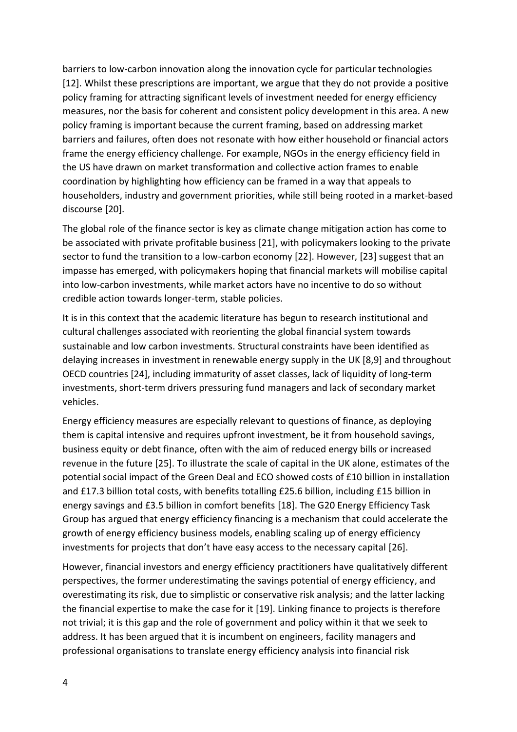barriers to low-carbon innovation along the innovation cycle for particular technologies [12]. Whilst these prescriptions are important, we argue that they do not provide a positive policy framing for attracting significant levels of investment needed for energy efficiency measures, nor the basis for coherent and consistent policy development in this area. A new policy framing is important because the current framing, based on addressing market barriers and failures, often does not resonate with how either household or financial actors frame the energy efficiency challenge. For example, NGOs in the energy efficiency field in the US have drawn on market transformation and collective action frames to enable coordination by highlighting how efficiency can be framed in a way that appeals to householders, industry and government priorities, while still being rooted in a market-based discourse [20].

The global role of the finance sector is key as climate change mitigation action has come to be associated with private profitable business [21], with policymakers looking to the private sector to fund the transition to a low-carbon economy [22]. However, [23] suggest that an impasse has emerged, with policymakers hoping that financial markets will mobilise capital into low-carbon investments, while market actors have no incentive to do so without credible action towards longer-term, stable policies.

It is in this context that the academic literature has begun to research institutional and cultural challenges associated with reorienting the global financial system towards sustainable and low carbon investments. Structural constraints have been identified as delaying increases in investment in renewable energy supply in the UK [8,9] and throughout OECD countries [24], including immaturity of asset classes, lack of liquidity of long-term investments, short-term drivers pressuring fund managers and lack of secondary market vehicles.

Energy efficiency measures are especially relevant to questions of finance, as deploying them is capital intensive and requires upfront investment, be it from household savings, business equity or debt finance, often with the aim of reduced energy bills or increased revenue in the future [25]. To illustrate the scale of capital in the UK alone, estimates of the potential social impact of the Green Deal and ECO showed costs of £10 billion in installation and £17.3 billion total costs, with benefits totalling £25.6 billion, including £15 billion in energy savings and £3.5 billion in comfort benefits [18]. The G20 Energy Efficiency Task Group has argued that energy efficiency financing is a mechanism that could accelerate the growth of energy efficiency business models, enabling scaling up of energy efficiency investments for projects that don't have easy access to the necessary capital [26].

However, financial investors and energy efficiency practitioners have qualitatively different perspectives, the former underestimating the savings potential of energy efficiency, and overestimating its risk, due to simplistic or conservative risk analysis; and the latter lacking the financial expertise to make the case for it [19]. Linking finance to projects is therefore not trivial; it is this gap and the role of government and policy within it that we seek to address. It has been argued that it is incumbent on engineers, facility managers and professional organisations to translate energy efficiency analysis into financial risk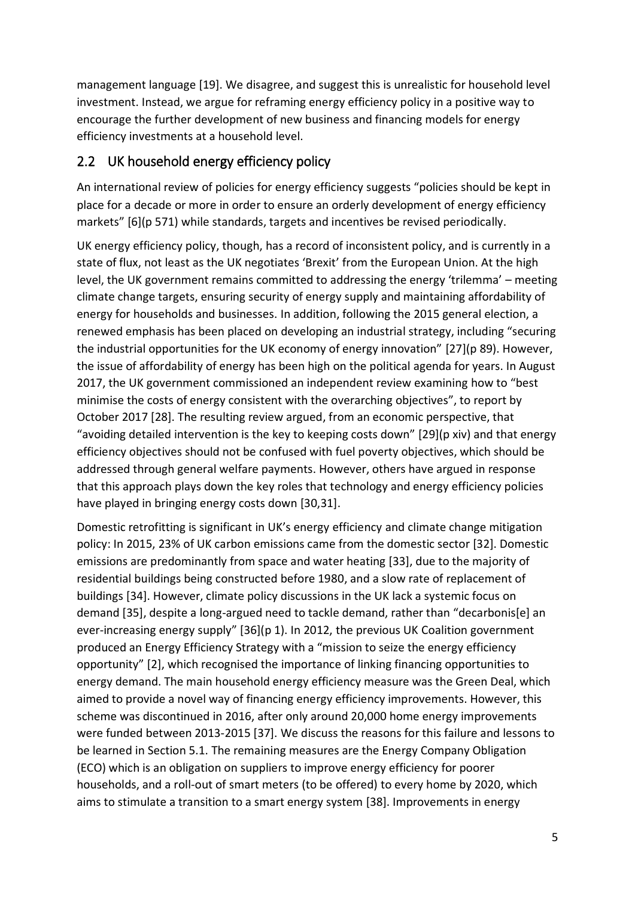management language [19]. We disagree, and suggest this is unrealistic for household level investment. Instead, we argue for reframing energy efficiency policy in a positive way to encourage the further development of new business and financing models for energy efficiency investments at a household level.

## 2.2 UK household energy efficiency policy

An international review of policies for energy efficiency suggests "policies should be kept in place for a decade or more in order to ensure an orderly development of energy efficiency markets" [6](p 571) while standards, targets and incentives be revised periodically.

UK energy efficiency policy, though, has a record of inconsistent policy, and is currently in a state of flux, not least as the UK negotiates 'Brexit' from the European Union. At the high level, the UK government remains committed to addressing the energy 'trilemma' – meeting climate change targets, ensuring security of energy supply and maintaining affordability of energy for households and businesses. In addition, following the 2015 general election, a renewed emphasis has been placed on developing an industrial strategy, including "securing the industrial opportunities for the UK economy of energy innovation" [27](p 89). However, the issue of affordability of energy has been high on the political agenda for years. In August 2017, the UK government commissioned an independent review examining how to "best minimise the costs of energy consistent with the overarching objectives", to report by October 2017 [28]. The resulting review argued, from an economic perspective, that "avoiding detailed intervention is the key to keeping costs down" [29](p xiv) and that energy efficiency objectives should not be confused with fuel poverty objectives, which should be addressed through general welfare payments. However, others have argued in response that this approach plays down the key roles that technology and energy efficiency policies have played in bringing energy costs down [30,31].

Domestic retrofitting is significant in UK's energy efficiency and climate change mitigation policy: In 2015, 23% of UK carbon emissions came from the domestic sector [32]. Domestic emissions are predominantly from space and water heating [33], due to the majority of residential buildings being constructed before 1980, and a slow rate of replacement of buildings [34]. However, climate policy discussions in the UK lack a systemic focus on demand [35], despite a long-argued need to tackle demand, rather than "decarbonis[e] an ever-increasing energy supply" [36](p 1). In 2012, the previous UK Coalition government produced an Energy Efficiency Strategy with a "mission to seize the energy efficiency opportunity" [2], which recognised the importance of linking financing opportunities to energy demand. The main household energy efficiency measure was the Green Deal, which aimed to provide a novel way of financing energy efficiency improvements. However, this scheme was discontinued in 2016, after only around 20,000 home energy improvements were funded between 2013-2015 [37]. We discuss the reasons for this failure and lessons to be learned in Section 5.1. The remaining measures are the Energy Company Obligation (ECO) which is an obligation on suppliers to improve energy efficiency for poorer households, and a roll-out of smart meters (to be offered) to every home by 2020, which aims to stimulate a transition to a smart energy system [38]. Improvements in energy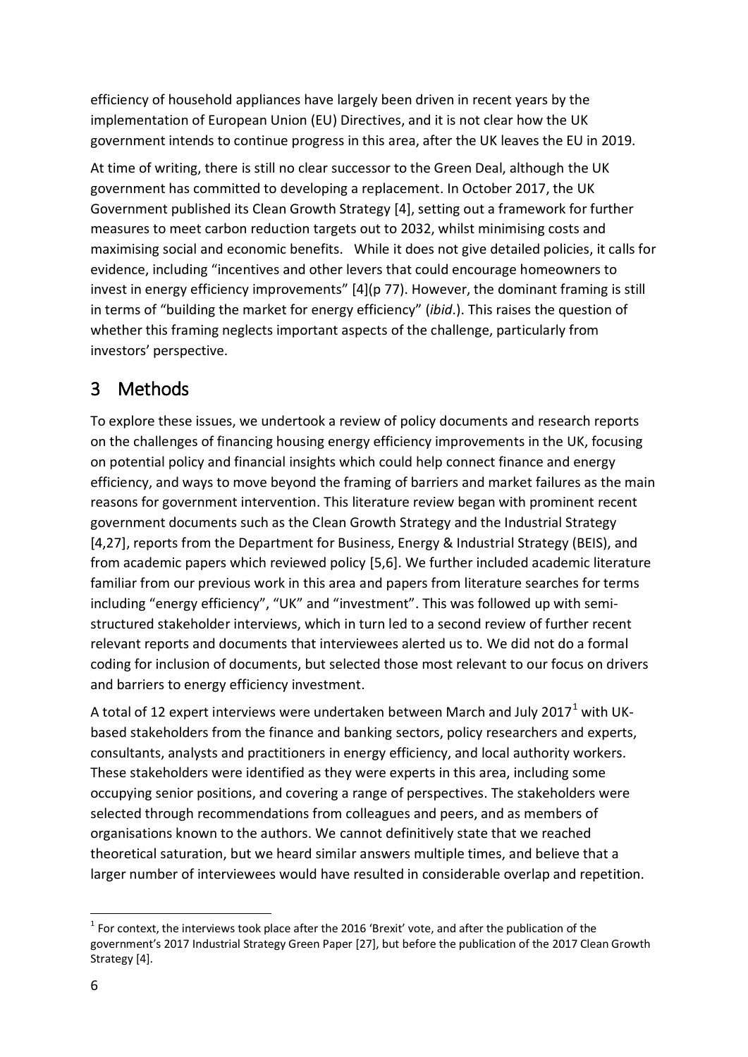efficiency of household appliances have largely been driven in recent years by the implementation of European Union (EU) Directives, and it is not clear how the UK government intends to continue progress in this area, after the UK leaves the EU in 2019.

At time of writing, there is still no clear successor to the Green Deal, although the UK government has committed to developing a replacement. In October 2017, the UK Government published its Clean Growth Strategy [4], setting out a framework for further measures to meet carbon reduction targets out to 2032, whilst minimising costs and maximising social and economic benefits. While it does not give detailed policies, it calls for evidence, including "incentives and other levers that could encourage homeowners to invest in energy efficiency improvements" [4](p 77). However, the dominant framing is still in terms of "building the market for energy efficiency" (*ibid*.). This raises the question of whether this framing neglects important aspects of the challenge, particularly from investors' perspective.

## 3 Methods

To explore these issues, we undertook a review of policy documents and research reports on the challenges of financing housing energy efficiency improvements in the UK, focusing on potential policy and financial insights which could help connect finance and energy efficiency, and ways to move beyond the framing of barriers and market failures as the main reasons for government intervention. This literature review began with prominent recent government documents such as the Clean Growth Strategy and the Industrial Strategy [4,27], reports from the Department for Business, Energy & Industrial Strategy (BEIS), and from academic papers which reviewed policy [5,6]. We further included academic literature familiar from our previous work in this area and papers from literature searches for terms including "energy efficiency", "UK" and "investment". This was followed up with semi-structured stakeholder interviews, which in turn led to a second review of further recent relevant reports and documents that interviewees alerted us to. We did not do a formal coding for inclusion of documents, but selected those most relevant to our focus on drivers and barriers to energy efficiency investment.

A total of 12 expert interviews were undertaken between March and July 2017[1] with UK-based stakeholders from the finance and banking sectors, policy researchers and experts, consultants, analysts and practitioners in energy efficiency, and local authority workers. These stakeholders were identified as they were experts in this area, including some occupying senior positions, and covering a range of perspectives. The stakeholders were selected through recommendations from colleagues and peers, and as members of organisations known to the authors. We cannot definitively state that we reached theoretical saturation, but we heard similar answers multiple times, and believe that a larger number of interviewees would have resulted in considerable overlap and repetition.

[1] For context, the interviews took place after the 2016 'Brexit' vote, and after the publication of the government's 2017 Industrial Strategy Green Paper [27], but before the publication of the 2017 Clean Growth Strategy [4].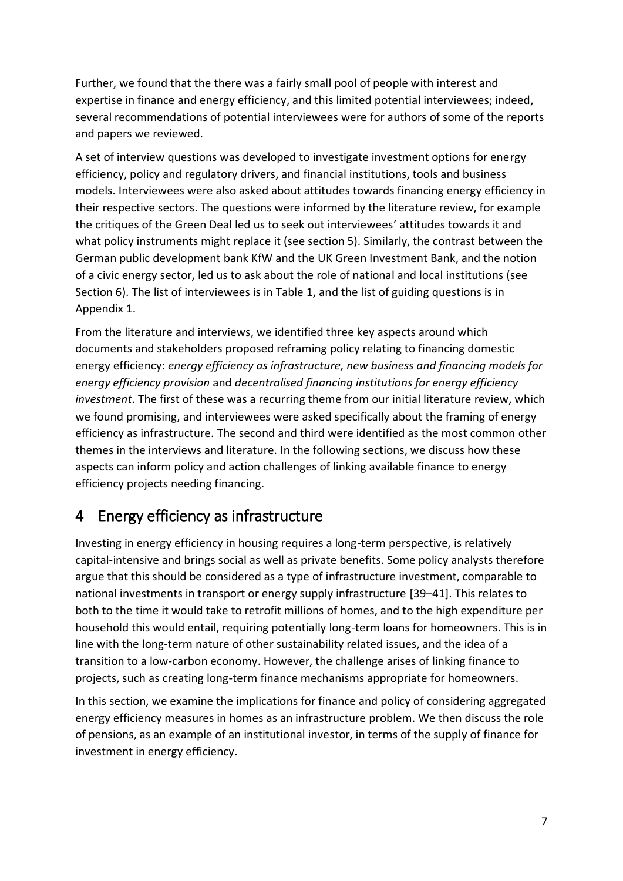Further, we found that the there was a fairly small pool of people with interest and expertise in finance and energy efficiency, and this limited potential interviewees; indeed, several recommendations of potential interviewees were for authors of some of the reports and papers we reviewed.

A set of interview questions was developed to investigate investment options for energy efficiency, policy and regulatory drivers, and financial institutions, tools and business models. Interviewees were also asked about attitudes towards financing energy efficiency in their respective sectors. The questions were informed by the literature review, for example the critiques of the Green Deal led us to seek out interviewees' attitudes towards it and what policy instruments might replace it (see section 5). Similarly, the contrast between the German public development bank KfW and the UK Green Investment Bank, and the notion of a civic energy sector, led us to ask about the role of national and local institutions (see Section 6). The list of interviewees is in Table 1, and the list of guiding questions is in Appendix 1.

From the literature and interviews, we identified three key aspects around which documents and stakeholders proposed reframing policy relating to financing domestic energy efficiency: *energy efficiency as infrastructure, new business and financing models for energy efficiency provision* and *decentralised financing institutions for energy efficiency investment*. The first of these was a recurring theme from our initial literature review, which we found promising, and interviewees were asked specifically about the framing of energy efficiency as infrastructure. The second and third were identified as the most common other themes in the interviews and literature. In the following sections, we discuss how these aspects can inform policy and action challenges of linking available finance to energy efficiency projects needing financing.

# 4 Energy efficiency as infrastructure

Investing in energy efficiency in housing requires a long-term perspective, is relatively capital-intensive and brings social as well as private benefits. Some policy analysts therefore argue that this should be considered as a type of infrastructure investment, comparable to national investments in transport or energy supply infrastructure [39–41]. This relates to both to the time it would take to retrofit millions of homes, and to the high expenditure per household this would entail, requiring potentially long-term loans for homeowners. This is in line with the long-term nature of other sustainability related issues, and the idea of a transition to a low-carbon economy. However, the challenge arises of linking finance to projects, such as creating long-term finance mechanisms appropriate for homeowners.

In this section, we examine the implications for finance and policy of considering aggregated energy efficiency measures in homes as an infrastructure problem. We then discuss the role of pensions, as an example of an institutional investor, in terms of the supply of finance for investment in energy efficiency.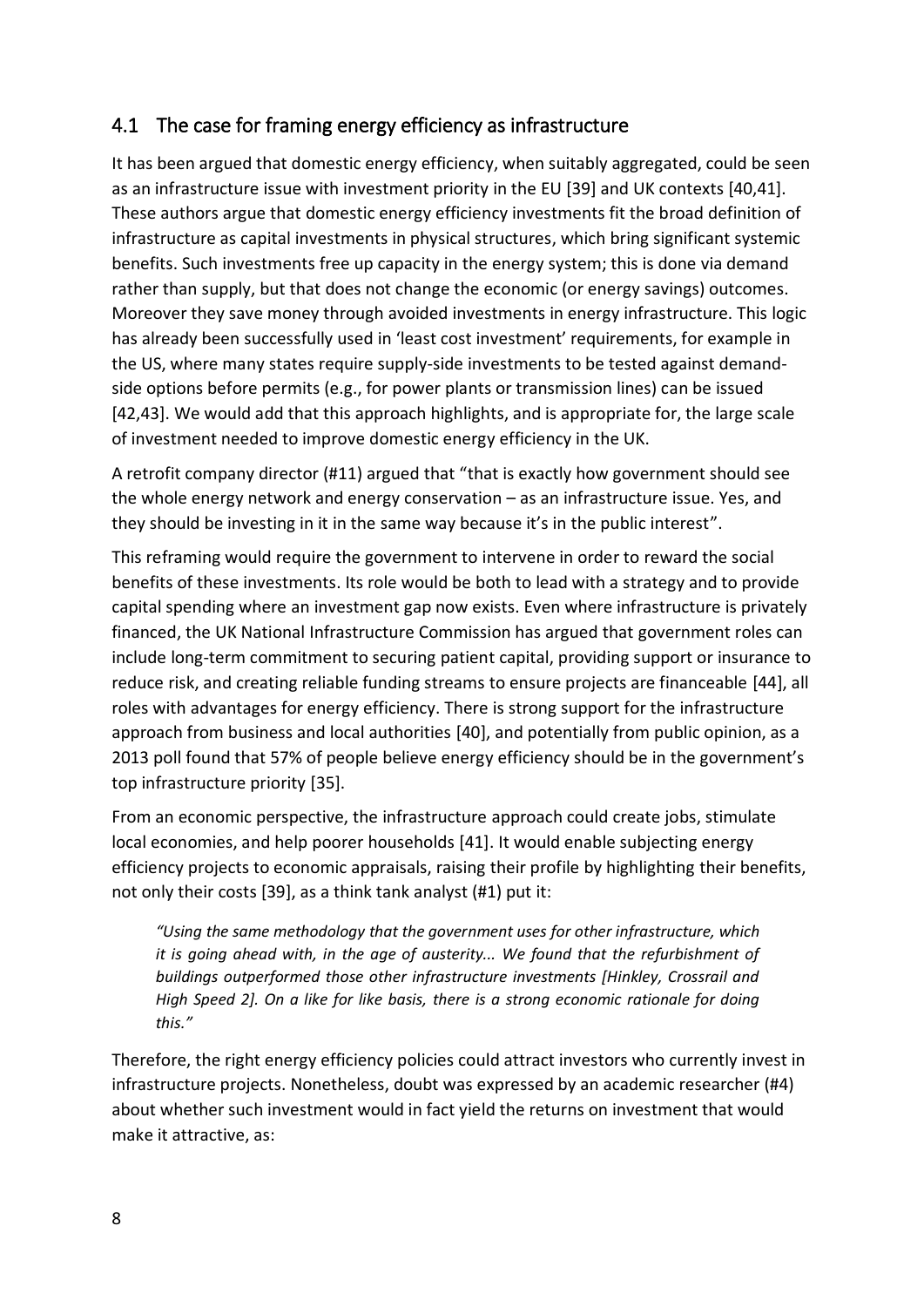## 4.1 The case for framing energy efficiency as infrastructure

It has been argued that domestic energy efficiency, when suitably aggregated, could be seen as an infrastructure issue with investment priority in the EU [39] and UK contexts [40,41]. These authors argue that domestic energy efficiency investments fit the broad definition of infrastructure as capital investments in physical structures, which bring significant systemic benefits. Such investments free up capacity in the energy system; this is done via demand rather than supply, but that does not change the economic (or energy savings) outcomes. Moreover they save money through avoided investments in energy infrastructure. This logic has already been successfully used in 'least cost investment' requirements, for example in the US, where many states require supply-side investments to be tested against demand-side options before permits (e.g., for power plants or transmission lines) can be issued [42,43]. We would add that this approach highlights, and is appropriate for, the large scale of investment needed to improve domestic energy efficiency in the UK.

A retrofit company director (#11) argued that "that is exactly how government should see the whole energy network and energy conservation – as an infrastructure issue. Yes, and they should be investing in it in the same way because it's in the public interest".

This reframing would require the government to intervene in order to reward the social benefits of these investments. Its role would be both to lead with a strategy and to provide capital spending where an investment gap now exists. Even where infrastructure is privately financed, the UK National Infrastructure Commission has argued that government roles can include long-term commitment to securing patient capital, providing support or insurance to reduce risk, and creating reliable funding streams to ensure projects are financeable [44], all roles with advantages for energy efficiency. There is strong support for the infrastructure approach from business and local authorities [40], and potentially from public opinion, as a 2013 poll found that 57% of people believe energy efficiency should be in the government's top infrastructure priority [35].

From an economic perspective, the infrastructure approach could create jobs, stimulate local economies, and help poorer households [41]. It would enable subjecting energy efficiency projects to economic appraisals, raising their profile by highlighting their benefits, not only their costs [39], as a think tank analyst (#1) put it:

> *"Using the same methodology that the government uses for other infrastructure, which it is going ahead with, in the age of austerity... We found that the refurbishment of buildings outperformed those other infrastructure investments [Hinkley, Crossrail and High Speed 2]. On a like for like basis, there is a strong economic rationale for doing this."*

Therefore, the right energy efficiency policies could attract investors who currently invest in infrastructure projects. Nonetheless, doubt was expressed by an academic researcher (#4) about whether such investment would in fact yield the returns on investment that would make it attractive, as: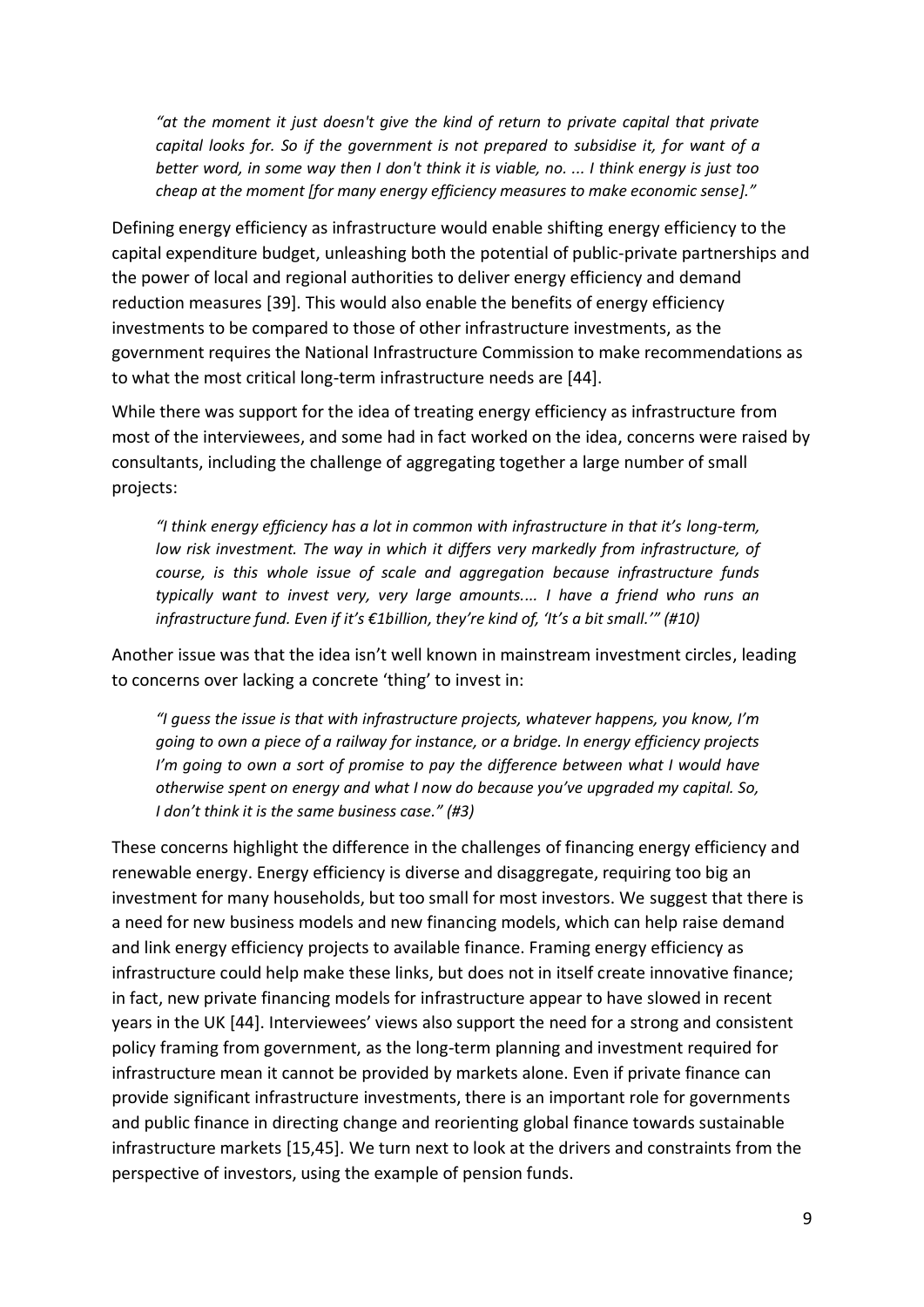*"at the moment it just doesn't give the kind of return to private capital that private capital looks for. So if the government is not prepared to subsidise it, for want of a better word, in some way then I don't think it is viable, no. ... I think energy is just too cheap at the moment [for many energy efficiency measures to make economic sense]."*

Defining energy efficiency as infrastructure would enable shifting energy efficiency to the capital expenditure budget, unleashing both the potential of public-private partnerships and the power of local and regional authorities to deliver energy efficiency and demand reduction measures [39]. This would also enable the benefits of energy efficiency investments to be compared to those of other infrastructure investments, as the government requires the National Infrastructure Commission to make recommendations as to what the most critical long-term infrastructure needs are [44].

While there was support for the idea of treating energy efficiency as infrastructure from most of the interviewees, and some had in fact worked on the idea, concerns were raised by consultants, including the challenge of aggregating together a large number of small projects:

*"I think energy efficiency has a lot in common with infrastructure in that it's long-term, low risk investment. The way in which it differs very markedly from infrastructure, of course, is this whole issue of scale and aggregation because infrastructure funds typically want to invest very, very large amounts.... I have a friend who runs an infrastructure fund. Even if it's €1billion, they're kind of, 'It's a bit small.'" (#10)*

Another issue was that the idea isn't well known in mainstream investment circles, leading to concerns over lacking a concrete 'thing' to invest in:

*"I guess the issue is that with infrastructure projects, whatever happens, you know, I'm going to own a piece of a railway for instance, or a bridge. In energy efficiency projects I'm going to own a sort of promise to pay the difference between what I would have otherwise spent on energy and what I now do because you've upgraded my capital. So, I don't think it is the same business case." (#3)*

These concerns highlight the difference in the challenges of financing energy efficiency and renewable energy. Energy efficiency is diverse and disaggregate, requiring too big an investment for many households, but too small for most investors. We suggest that there is a need for new business models and new financing models, which can help raise demand and link energy efficiency projects to available finance. Framing energy efficiency as infrastructure could help make these links, but does not in itself create innovative finance; in fact, new private financing models for infrastructure appear to have slowed in recent years in the UK [44]. Interviewees' views also support the need for a strong and consistent policy framing from government, as the long-term planning and investment required for infrastructure mean it cannot be provided by markets alone. Even if private finance can provide significant infrastructure investments, there is an important role for governments and public finance in directing change and reorienting global finance towards sustainable infrastructure markets [15,45]. We turn next to look at the drivers and constraints from the perspective of investors, using the example of pension funds.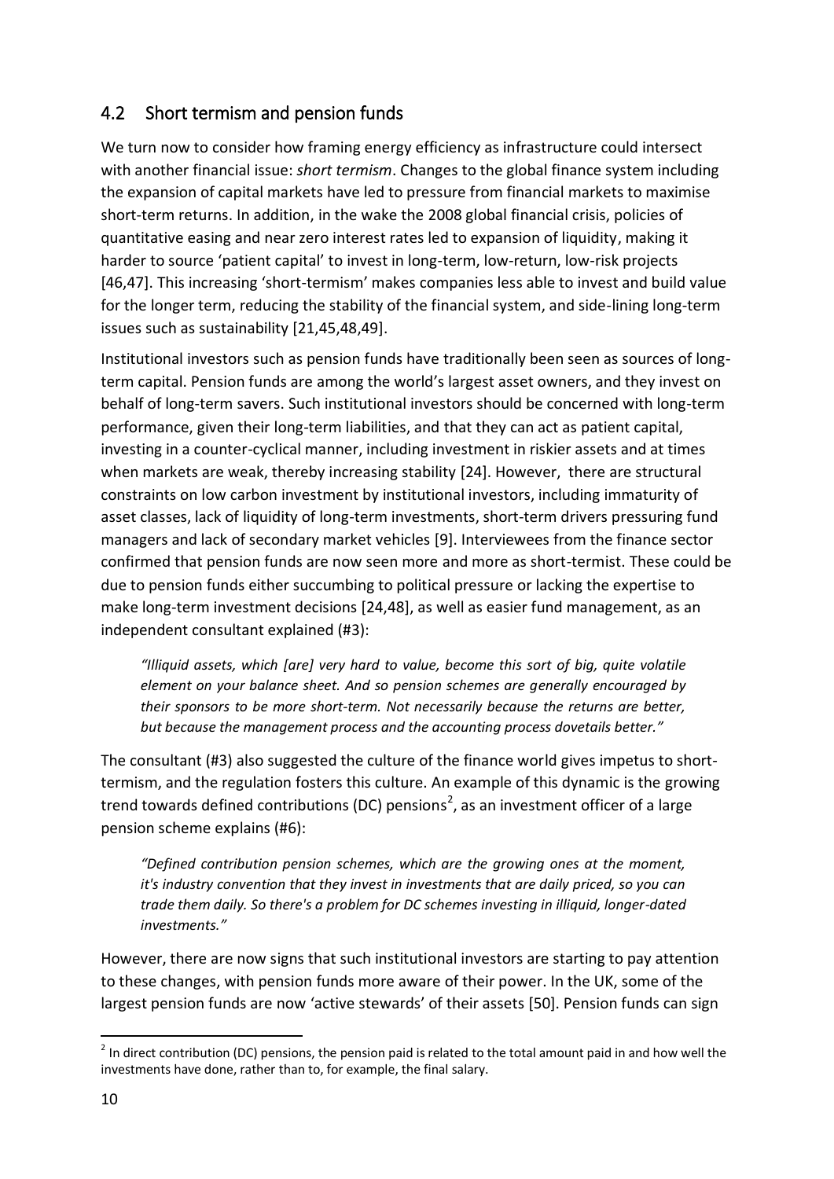## 4.2 Short termism and pension funds

We turn now to consider how framing energy efficiency as infrastructure could intersect with another financial issue: *short termism*. Changes to the global finance system including the expansion of capital markets have led to pressure from financial markets to maximise short-term returns. In addition, in the wake the 2008 global financial crisis, policies of quantitative easing and near zero interest rates led to expansion of liquidity, making it harder to source 'patient capital' to invest in long-term, low-return, low-risk projects [46,47]. This increasing 'short-termism' makes companies less able to invest and build value for the longer term, reducing the stability of the financial system, and side-lining long-term issues such as sustainability [21,45,48,49].

Institutional investors such as pension funds have traditionally been seen as sources of long-term capital. Pension funds are among the world's largest asset owners, and they invest on behalf of long-term savers. Such institutional investors should be concerned with long-term performance, given their long-term liabilities, and that they can act as patient capital, investing in a counter-cyclical manner, including investment in riskier assets and at times when markets are weak, thereby increasing stability [24]. However, there are structural constraints on low carbon investment by institutional investors, including immaturity of asset classes, lack of liquidity of long-term investments, short-term drivers pressuring fund managers and lack of secondary market vehicles [9]. Interviewees from the finance sector confirmed that pension funds are now seen more and more as short-termist. These could be due to pension funds either succumbing to political pressure or lacking the expertise to make long-term investment decisions [24,48], as well as easier fund management, as an independent consultant explained (#3):

> *"Illiquid assets, which [are] very hard to value, become this sort of big, quite volatile element on your balance sheet. And so pension schemes are generally encouraged by their sponsors to be more short-term. Not necessarily because the returns are better, but because the management process and the accounting process dovetails better."*

The consultant (#3) also suggested the culture of the finance world gives impetus to short-termism, and the regulation fosters this culture. An example of this dynamic is the growing trend towards defined contributions (DC) pensions[2], as an investment officer of a large pension scheme explains (#6):

> *"Defined contribution pension schemes, which are the growing ones at the moment, it's industry convention that they invest in investments that are daily priced, so you can trade them daily. So there's a problem for DC schemes investing in illiquid, longer-dated investments."*

However, there are now signs that such institutional investors are starting to pay attention to these changes, with pension funds more aware of their power. In the UK, some of the largest pension funds are now 'active stewards' of their assets [50]. Pension funds can sign

---

[2] In direct contribution (DC) pensions, the pension paid is related to the total amount paid in and how well the investments have done, rather than to, for example, the final salary.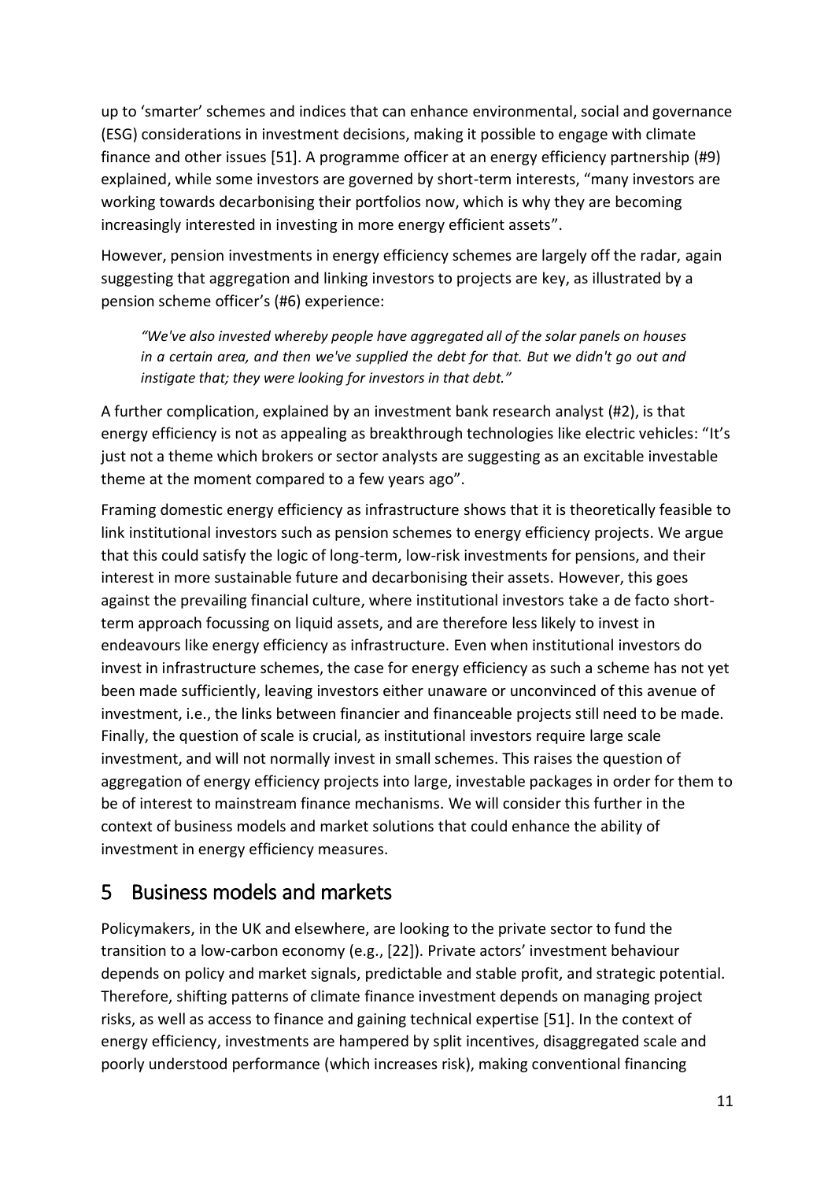up to 'smarter' schemes and indices that can enhance environmental, social and governance (ESG) considerations in investment decisions, making it possible to engage with climate finance and other issues [51]. A programme officer at an energy efficiency partnership (#9) explained, while some investors are governed by short-term interests, "many investors are working towards decarbonising their portfolios now, which is why they are becoming increasingly interested in investing in more energy efficient assets".

However, pension investments in energy efficiency schemes are largely off the radar, again suggesting that aggregation and linking investors to projects are key, as illustrated by a pension scheme officer's (#6) experience:

> *"We've also invested whereby people have aggregated all of the solar panels on houses in a certain area, and then we've supplied the debt for that. But we didn't go out and instigate that; they were looking for investors in that debt."*

A further complication, explained by an investment bank research analyst (#2), is that energy efficiency is not as appealing as breakthrough technologies like electric vehicles: "It's just not a theme which brokers or sector analysts are suggesting as an excitable investable theme at the moment compared to a few years ago".

Framing domestic energy efficiency as infrastructure shows that it is theoretically feasible to link institutional investors such as pension schemes to energy efficiency projects. We argue that this could satisfy the logic of long-term, low-risk investments for pensions, and their interest in more sustainable future and decarbonising their assets. However, this goes against the prevailing financial culture, where institutional investors take a de facto short-term approach focussing on liquid assets, and are therefore less likely to invest in endeavours like energy efficiency as infrastructure. Even when institutional investors do invest in infrastructure schemes, the case for energy efficiency as such a scheme has not yet been made sufficiently, leaving investors either unaware or unconvinced of this avenue of investment, i.e., the links between financier and financeable projects still need to be made. Finally, the question of scale is crucial, as institutional investors require large scale investment, and will not normally invest in small schemes. This raises the question of aggregation of energy efficiency projects into large, investable packages in order for them to be of interest to mainstream finance mechanisms. We will consider this further in the context of business models and market solutions that could enhance the ability of investment in energy efficiency measures.

# 5 Business models and markets

Policymakers, in the UK and elsewhere, are looking to the private sector to fund the transition to a low-carbon economy (e.g., [22]). Private actors' investment behaviour depends on policy and market signals, predictable and stable profit, and strategic potential. Therefore, shifting patterns of climate finance investment depends on managing project risks, as well as access to finance and gaining technical expertise [51]. In the context of energy efficiency, investments are hampered by split incentives, disaggregated scale and poorly understood performance (which increases risk), making conventional financing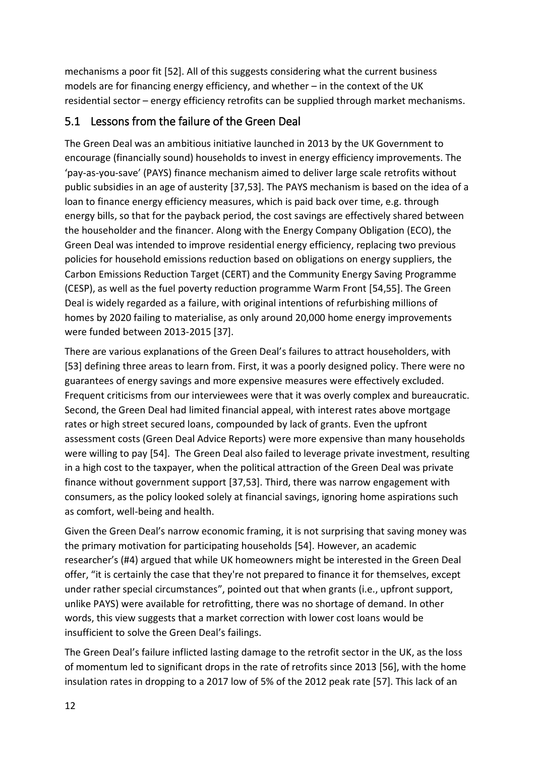mechanisms a poor fit [52]. All of this suggests considering what the current business models are for financing energy efficiency, and whether – in the context of the UK residential sector – energy efficiency retrofits can be supplied through market mechanisms.

## 5.1 Lessons from the failure of the Green Deal

The Green Deal was an ambitious initiative launched in 2013 by the UK Government to encourage (financially sound) households to invest in energy efficiency improvements. The 'pay-as-you-save' (PAYS) finance mechanism aimed to deliver large scale retrofits without public subsidies in an age of austerity [37,53]. The PAYS mechanism is based on the idea of a loan to finance energy efficiency measures, which is paid back over time, e.g. through energy bills, so that for the payback period, the cost savings are effectively shared between the householder and the financer. Along with the Energy Company Obligation (ECO), the Green Deal was intended to improve residential energy efficiency, replacing two previous policies for household emissions reduction based on obligations on energy suppliers, the Carbon Emissions Reduction Target (CERT) and the Community Energy Saving Programme (CESP), as well as the fuel poverty reduction programme Warm Front [54,55]. The Green Deal is widely regarded as a failure, with original intentions of refurbishing millions of homes by 2020 failing to materialise, as only around 20,000 home energy improvements were funded between 2013-2015 [37].

There are various explanations of the Green Deal's failures to attract householders, with [53] defining three areas to learn from. First, it was a poorly designed policy. There were no guarantees of energy savings and more expensive measures were effectively excluded. Frequent criticisms from our interviewees were that it was overly complex and bureaucratic. Second, the Green Deal had limited financial appeal, with interest rates above mortgage rates or high street secured loans, compounded by lack of grants. Even the upfront assessment costs (Green Deal Advice Reports) were more expensive than many households were willing to pay [54]. The Green Deal also failed to leverage private investment, resulting in a high cost to the taxpayer, when the political attraction of the Green Deal was private finance without government support [37,53]. Third, there was narrow engagement with consumers, as the policy looked solely at financial savings, ignoring home aspirations such as comfort, well-being and health.

Given the Green Deal's narrow economic framing, it is not surprising that saving money was the primary motivation for participating households [54]. However, an academic researcher's (#4) argued that while UK homeowners might be interested in the Green Deal offer, "it is certainly the case that they're not prepared to finance it for themselves, except under rather special circumstances", pointed out that when grants (i.e., upfront support, unlike PAYS) were available for retrofitting, there was no shortage of demand. In other words, this view suggests that a market correction with lower cost loans would be insufficient to solve the Green Deal's failings.

The Green Deal's failure inflicted lasting damage to the retrofit sector in the UK, as the loss of momentum led to significant drops in the rate of retrofits since 2013 [56], with the home insulation rates in dropping to a 2017 low of 5% of the 2012 peak rate [57]. This lack of an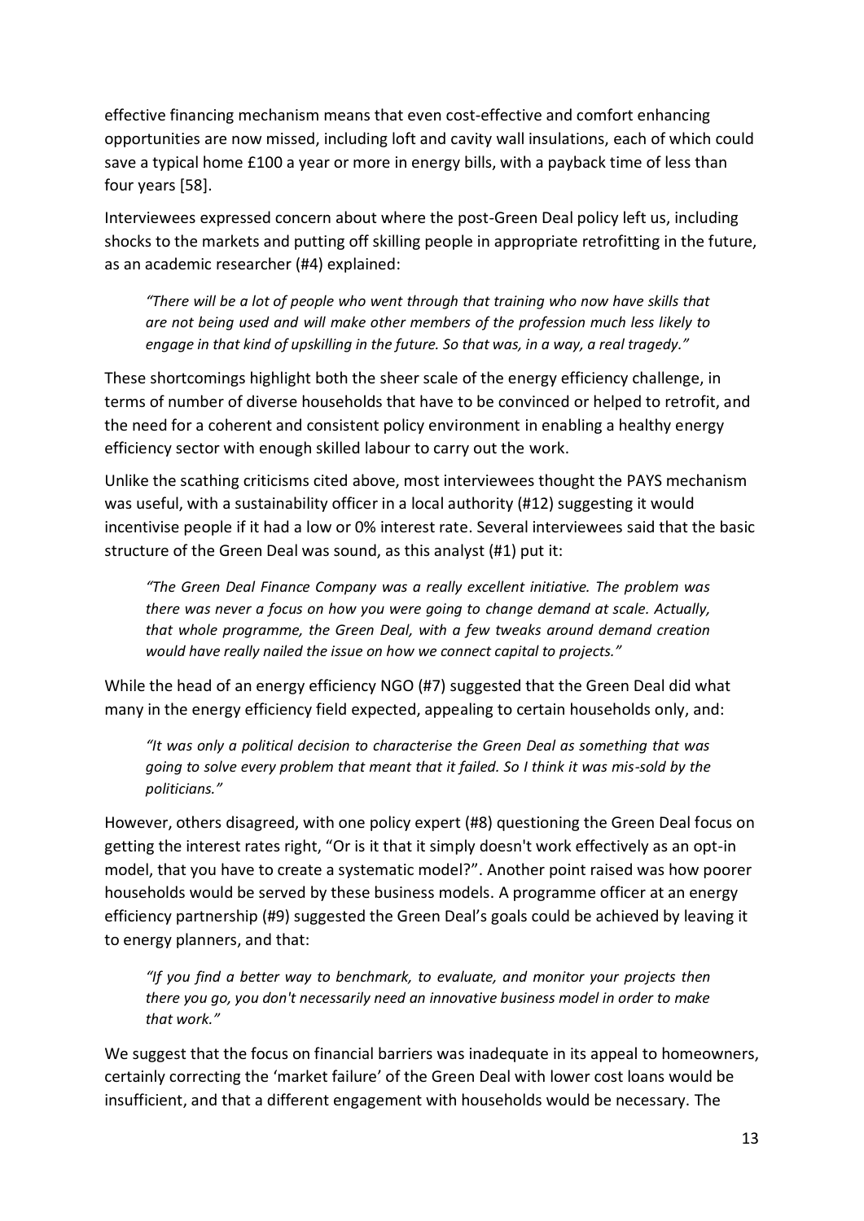effective financing mechanism means that even cost-effective and comfort enhancing opportunities are now missed, including loft and cavity wall insulations, each of which could save a typical home £100 a year or more in energy bills, with a payback time of less than four years [58].

Interviewees expressed concern about where the post-Green Deal policy left us, including shocks to the markets and putting off skilling people in appropriate retrofitting in the future, as an academic researcher (#4) explained:

> *"There will be a lot of people who went through that training who now have skills that are not being used and will make other members of the profession much less likely to engage in that kind of upskilling in the future. So that was, in a way, a real tragedy."*

These shortcomings highlight both the sheer scale of the energy efficiency challenge, in terms of number of diverse households that have to be convinced or helped to retrofit, and the need for a coherent and consistent policy environment in enabling a healthy energy efficiency sector with enough skilled labour to carry out the work.

Unlike the scathing criticisms cited above, most interviewees thought the PAYS mechanism was useful, with a sustainability officer in a local authority (#12) suggesting it would incentivise people if it had a low or 0% interest rate. Several interviewees said that the basic structure of the Green Deal was sound, as this analyst (#1) put it:

> *"The Green Deal Finance Company was a really excellent initiative. The problem was there was never a focus on how you were going to change demand at scale. Actually, that whole programme, the Green Deal, with a few tweaks around demand creation would have really nailed the issue on how we connect capital to projects."*

While the head of an energy efficiency NGO (#7) suggested that the Green Deal did what many in the energy efficiency field expected, appealing to certain households only, and:

> *"It was only a political decision to characterise the Green Deal as something that was going to solve every problem that meant that it failed. So I think it was mis-sold by the politicians."*

However, others disagreed, with one policy expert (#8) questioning the Green Deal focus on getting the interest rates right, "Or is it that it simply doesn't work effectively as an opt-in model, that you have to create a systematic model?". Another point raised was how poorer households would be served by these business models. A programme officer at an energy efficiency partnership (#9) suggested the Green Deal's goals could be achieved by leaving it to energy planners, and that:

> *"If you find a better way to benchmark, to evaluate, and monitor your projects then there you go, you don't necessarily need an innovative business model in order to make that work."*

We suggest that the focus on financial barriers was inadequate in its appeal to homeowners, certainly correcting the 'market failure' of the Green Deal with lower cost loans would be insufficient, and that a different engagement with households would be necessary. The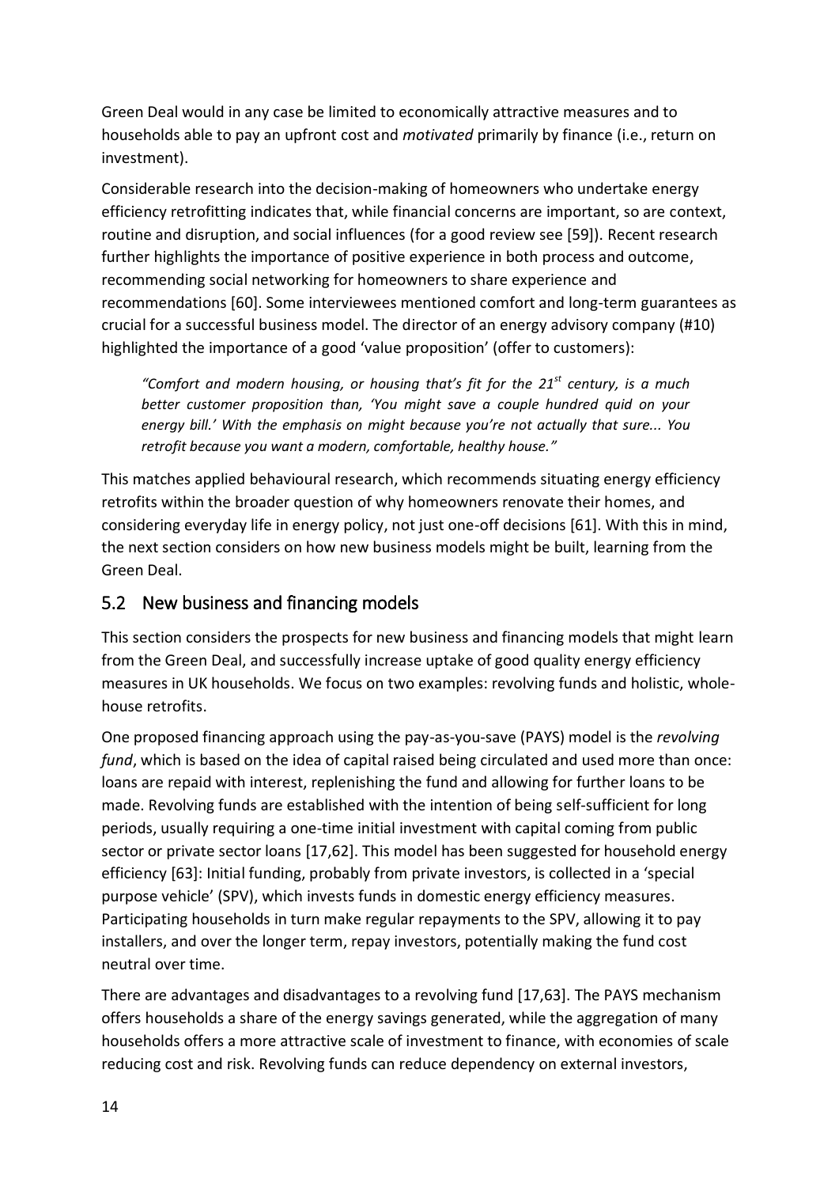Green Deal would in any case be limited to economically attractive measures and to households able to pay an upfront cost and *motivated* primarily by finance (i.e., return on investment).

Considerable research into the decision-making of homeowners who undertake energy efficiency retrofitting indicates that, while financial concerns are important, so are context, routine and disruption, and social influences (for a good review see [59]). Recent research further highlights the importance of positive experience in both process and outcome, recommending social networking for homeowners to share experience and recommendations [60]. Some interviewees mentioned comfort and long-term guarantees as crucial for a successful business model. The director of an energy advisory company (#10) highlighted the importance of a good 'value proposition' (offer to customers):

> *"Comfort and modern housing, or housing that's fit for the 21st century, is a much better customer proposition than, 'You might save a couple hundred quid on your energy bill.' With the emphasis on might because you're not actually that sure... You retrofit because you want a modern, comfortable, healthy house."*

This matches applied behavioural research, which recommends situating energy efficiency retrofits within the broader question of why homeowners renovate their homes, and considering everyday life in energy policy, not just one-off decisions [61]. With this in mind, the next section considers on how new business models might be built, learning from the Green Deal.

## 5.2 New business and financing models

This section considers the prospects for new business and financing models that might learn from the Green Deal, and successfully increase uptake of good quality energy efficiency measures in UK households. We focus on two examples: revolving funds and holistic, whole-house retrofits.

One proposed financing approach using the pay-as-you-save (PAYS) model is the *revolving fund*, which is based on the idea of capital raised being circulated and used more than once: loans are repaid with interest, replenishing the fund and allowing for further loans to be made. Revolving funds are established with the intention of being self-sufficient for long periods, usually requiring a one-time initial investment with capital coming from public sector or private sector loans [17,62]. This model has been suggested for household energy efficiency [63]: Initial funding, probably from private investors, is collected in a 'special purpose vehicle' (SPV), which invests funds in domestic energy efficiency measures. Participating households in turn make regular repayments to the SPV, allowing it to pay installers, and over the longer term, repay investors, potentially making the fund cost neutral over time.

There are advantages and disadvantages to a revolving fund [17,63]. The PAYS mechanism offers households a share of the energy savings generated, while the aggregation of many households offers a more attractive scale of investment to finance, with economies of scale reducing cost and risk. Revolving funds can reduce dependency on external investors,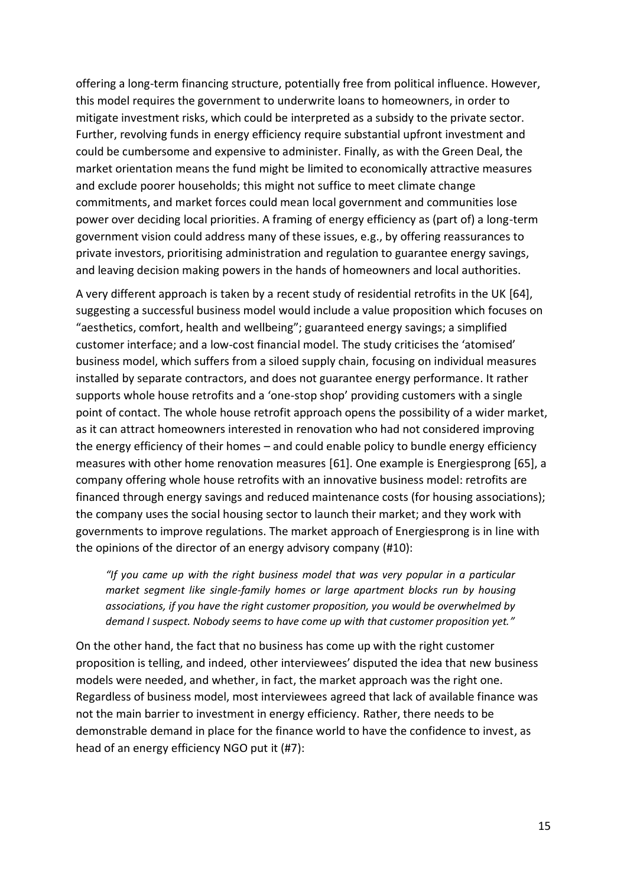offering a long-term financing structure, potentially free from political influence. However, this model requires the government to underwrite loans to homeowners, in order to mitigate investment risks, which could be interpreted as a subsidy to the private sector. Further, revolving funds in energy efficiency require substantial upfront investment and could be cumbersome and expensive to administer. Finally, as with the Green Deal, the market orientation means the fund might be limited to economically attractive measures and exclude poorer households; this might not suffice to meet climate change commitments, and market forces could mean local government and communities lose power over deciding local priorities. A framing of energy efficiency as (part of) a long-term government vision could address many of these issues, e.g., by offering reassurances to private investors, prioritising administration and regulation to guarantee energy savings, and leaving decision making powers in the hands of homeowners and local authorities.

A very different approach is taken by a recent study of residential retrofits in the UK [64], suggesting a successful business model would include a value proposition which focuses on "aesthetics, comfort, health and wellbeing"; guaranteed energy savings; a simplified customer interface; and a low-cost financial model. The study criticises the 'atomised' business model, which suffers from a siloed supply chain, focusing on individual measures installed by separate contractors, and does not guarantee energy performance. It rather supports whole house retrofits and a 'one-stop shop' providing customers with a single point of contact. The whole house retrofit approach opens the possibility of a wider market, as it can attract homeowners interested in renovation who had not considered improving the energy efficiency of their homes – and could enable policy to bundle energy efficiency measures with other home renovation measures [61]. One example is Energiesprong [65], a company offering whole house retrofits with an innovative business model: retrofits are financed through energy savings and reduced maintenance costs (for housing associations); the company uses the social housing sector to launch their market; and they work with governments to improve regulations. The market approach of Energiesprong is in line with the opinions of the director of an energy advisory company (#10):

> *"If you came up with the right business model that was very popular in a particular market segment like single-family homes or large apartment blocks run by housing associations, if you have the right customer proposition, you would be overwhelmed by demand I suspect. Nobody seems to have come up with that customer proposition yet."*

On the other hand, the fact that no business has come up with the right customer proposition is telling, and indeed, other interviewees' disputed the idea that new business models were needed, and whether, in fact, the market approach was the right one. Regardless of business model, most interviewees agreed that lack of available finance was not the main barrier to investment in energy efficiency. Rather, there needs to be demonstrable demand in place for the finance world to have the confidence to invest, as head of an energy efficiency NGO put it (#7):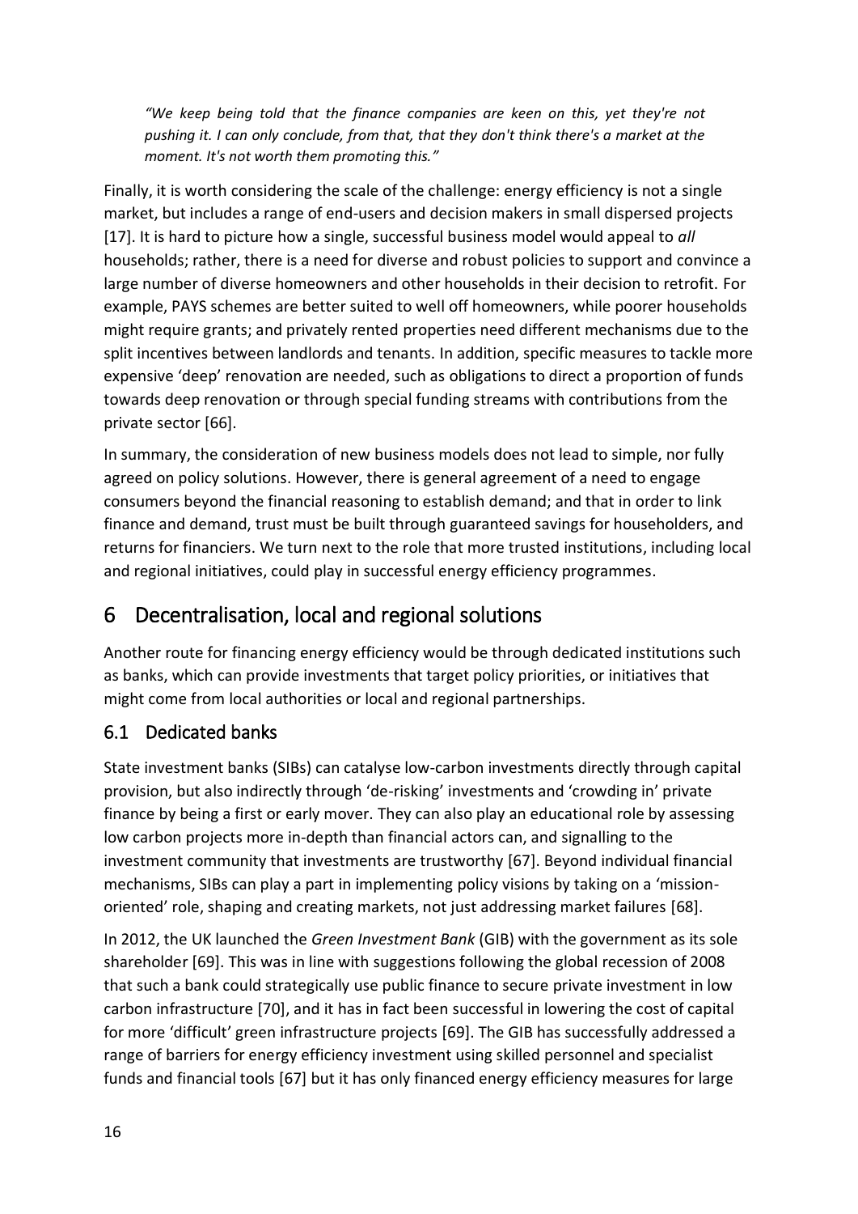*"We keep being told that the finance companies are keen on this, yet they're not pushing it. I can only conclude, from that, that they don't think there's a market at the moment. It's not worth them promoting this."*

Finally, it is worth considering the scale of the challenge: energy efficiency is not a single market, but includes a range of end-users and decision makers in small dispersed projects [17]. It is hard to picture how a single, successful business model would appeal to *all* households; rather, there is a need for diverse and robust policies to support and convince a large number of diverse homeowners and other households in their decision to retrofit. For example, PAYS schemes are better suited to well off homeowners, while poorer households might require grants; and privately rented properties need different mechanisms due to the split incentives between landlords and tenants. In addition, specific measures to tackle more expensive 'deep' renovation are needed, such as obligations to direct a proportion of funds towards deep renovation or through special funding streams with contributions from the private sector [66].

In summary, the consideration of new business models does not lead to simple, nor fully agreed on policy solutions. However, there is general agreement of a need to engage consumers beyond the financial reasoning to establish demand; and that in order to link finance and demand, trust must be built through guaranteed savings for householders, and returns for financiers. We turn next to the role that more trusted institutions, including local and regional initiatives, could play in successful energy efficiency programmes.

# 6 Decentralisation, local and regional solutions

Another route for financing energy efficiency would be through dedicated institutions such as banks, which can provide investments that target policy priorities, or initiatives that might come from local authorities or local and regional partnerships.

## 6.1 Dedicated banks

State investment banks (SIBs) can catalyse low-carbon investments directly through capital provision, but also indirectly through 'de-risking' investments and 'crowding in' private finance by being a first or early mover. They can also play an educational role by assessing low carbon projects more in-depth than financial actors can, and signalling to the investment community that investments are trustworthy [67]. Beyond individual financial mechanisms, SIBs can play a part in implementing policy visions by taking on a 'mission-oriented' role, shaping and creating markets, not just addressing market failures [68].

In 2012, the UK launched the *Green Investment Bank* (GIB) with the government as its sole shareholder [69]. This was in line with suggestions following the global recession of 2008 that such a bank could strategically use public finance to secure private investment in low carbon infrastructure [70], and it has in fact been successful in lowering the cost of capital for more 'difficult' green infrastructure projects [69]. The GIB has successfully addressed a range of barriers for energy efficiency investment using skilled personnel and specialist funds and financial tools [67] but it has only financed energy efficiency measures for large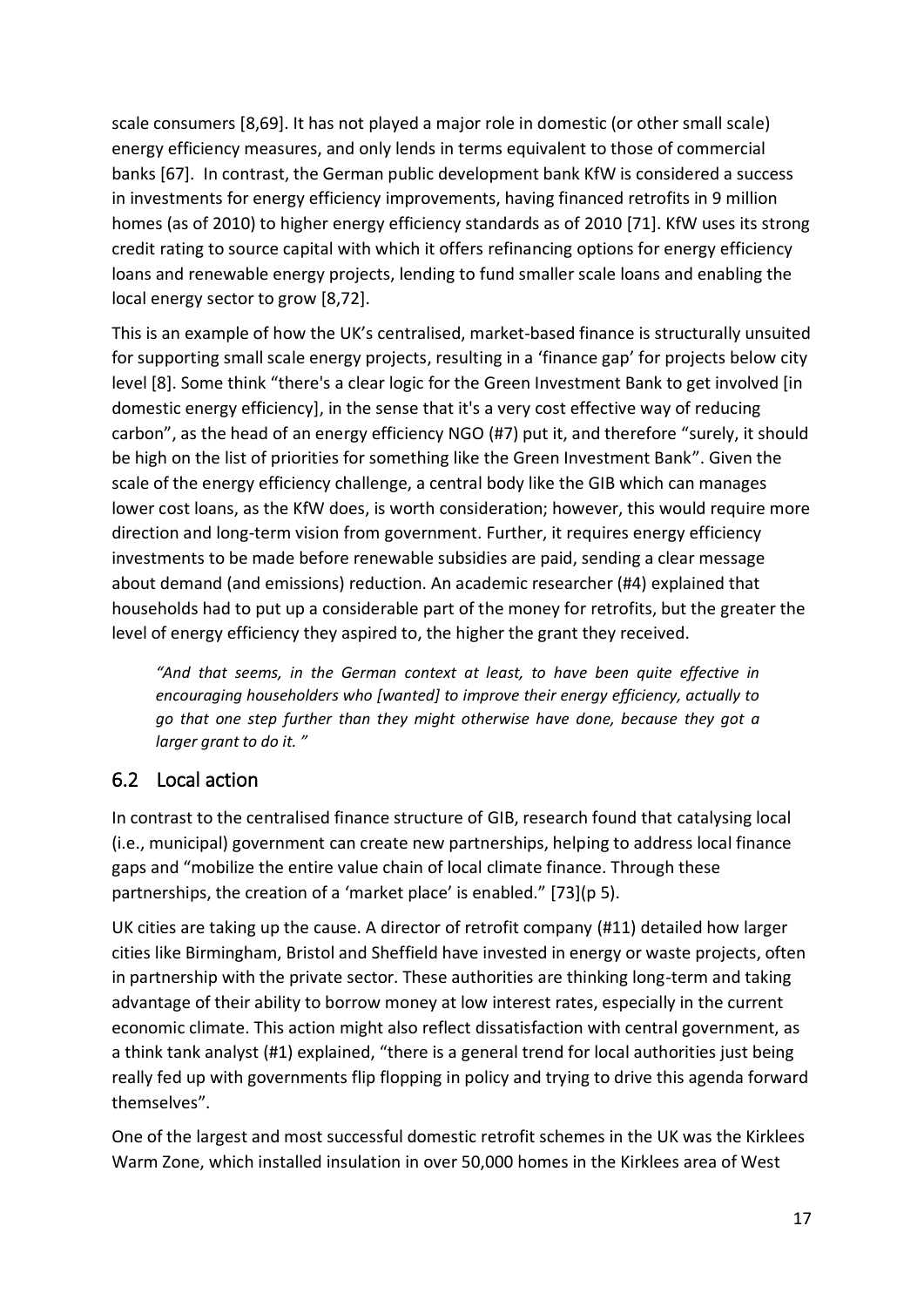scale consumers [8,69]. It has not played a major role in domestic (or other small scale) energy efficiency measures, and only lends in terms equivalent to those of commercial banks [67]. In contrast, the German public development bank KfW is considered a success in investments for energy efficiency improvements, having financed retrofits in 9 million homes (as of 2010) to higher energy efficiency standards as of 2010 [71]. KfW uses its strong credit rating to source capital with which it offers refinancing options for energy efficiency loans and renewable energy projects, lending to fund smaller scale loans and enabling the local energy sector to grow [8,72].

This is an example of how the UK's centralised, market-based finance is structurally unsuited for supporting small scale energy projects, resulting in a 'finance gap' for projects below city level [8]. Some think "there's a clear logic for the Green Investment Bank to get involved [in domestic energy efficiency], in the sense that it's a very cost effective way of reducing carbon", as the head of an energy efficiency NGO (#7) put it, and therefore "surely, it should be high on the list of priorities for something like the Green Investment Bank". Given the scale of the energy efficiency challenge, a central body like the GIB which can manages lower cost loans, as the KfW does, is worth consideration; however, this would require more direction and long-term vision from government. Further, it requires energy efficiency investments to be made before renewable subsidies are paid, sending a clear message about demand (and emissions) reduction. An academic researcher (#4) explained that households had to put up a considerable part of the money for retrofits, but the greater the level of energy efficiency they aspired to, the higher the grant they received.

> *"And that seems, in the German context at least, to have been quite effective in encouraging householders who [wanted] to improve their energy efficiency, actually to go that one step further than they might otherwise have done, because they got a larger grant to do it. "*

## 6.2 Local action

In contrast to the centralised finance structure of GIB, research found that catalysing local (i.e., municipal) government can create new partnerships, helping to address local finance gaps and "mobilize the entire value chain of local climate finance. Through these partnerships, the creation of a 'market place' is enabled." [73](p 5).

UK cities are taking up the cause. A director of retrofit company (#11) detailed how larger cities like Birmingham, Bristol and Sheffield have invested in energy or waste projects, often in partnership with the private sector. These authorities are thinking long-term and taking advantage of their ability to borrow money at low interest rates, especially in the current economic climate. This action might also reflect dissatisfaction with central government, as a think tank analyst (#1) explained, "there is a general trend for local authorities just being really fed up with governments flip flopping in policy and trying to drive this agenda forward themselves".

One of the largest and most successful domestic retrofit schemes in the UK was the Kirklees Warm Zone, which installed insulation in over 50,000 homes in the Kirklees area of West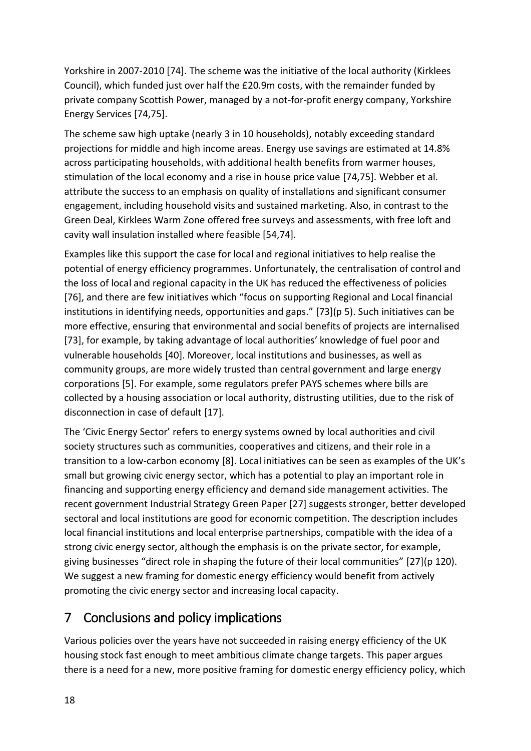Yorkshire in 2007-2010 [74]. The scheme was the initiative of the local authority (Kirklees Council), which funded just over half the £20.9m costs, with the remainder funded by private company Scottish Power, managed by a not-for-profit energy company, Yorkshire Energy Services [74,75].

The scheme saw high uptake (nearly 3 in 10 households), notably exceeding standard projections for middle and high income areas. Energy use savings are estimated at 14.8% across participating households, with additional health benefits from warmer houses, stimulation of the local economy and a rise in house price value [74,75]. Webber et al. attribute the success to an emphasis on quality of installations and significant consumer engagement, including household visits and sustained marketing. Also, in contrast to the Green Deal, Kirklees Warm Zone offered free surveys and assessments, with free loft and cavity wall insulation installed where feasible [54,74].

Examples like this support the case for local and regional initiatives to help realise the potential of energy efficiency programmes. Unfortunately, the centralisation of control and the loss of local and regional capacity in the UK has reduced the effectiveness of policies [76], and there are few initiatives which "focus on supporting Regional and Local financial institutions in identifying needs, opportunities and gaps." [73](p 5). Such initiatives can be more effective, ensuring that environmental and social benefits of projects are internalised [73], for example, by taking advantage of local authorities' knowledge of fuel poor and vulnerable households [40]. Moreover, local institutions and businesses, as well as community groups, are more widely trusted than central government and large energy corporations [5]. For example, some regulators prefer PAYS schemes where bills are collected by a housing association or local authority, distrusting utilities, due to the risk of disconnection in case of default [17].

The 'Civic Energy Sector' refers to energy systems owned by local authorities and civil society structures such as communities, cooperatives and citizens, and their role in a transition to a low-carbon economy [8]. Local initiatives can be seen as examples of the UK's small but growing civic energy sector, which has a potential to play an important role in financing and supporting energy efficiency and demand side management activities. The recent government Industrial Strategy Green Paper [27] suggests stronger, better developed sectoral and local institutions are good for economic competition. The description includes local financial institutions and local enterprise partnerships, compatible with the idea of a strong civic energy sector, although the emphasis is on the private sector, for example, giving businesses "direct role in shaping the future of their local communities" [27](p 120). We suggest a new framing for domestic energy efficiency would benefit from actively promoting the civic energy sector and increasing local capacity.

# 7 Conclusions and policy implications

Various policies over the years have not succeeded in raising energy efficiency of the UK housing stock fast enough to meet ambitious climate change targets. This paper argues there is a need for a new, more positive framing for domestic energy efficiency policy, which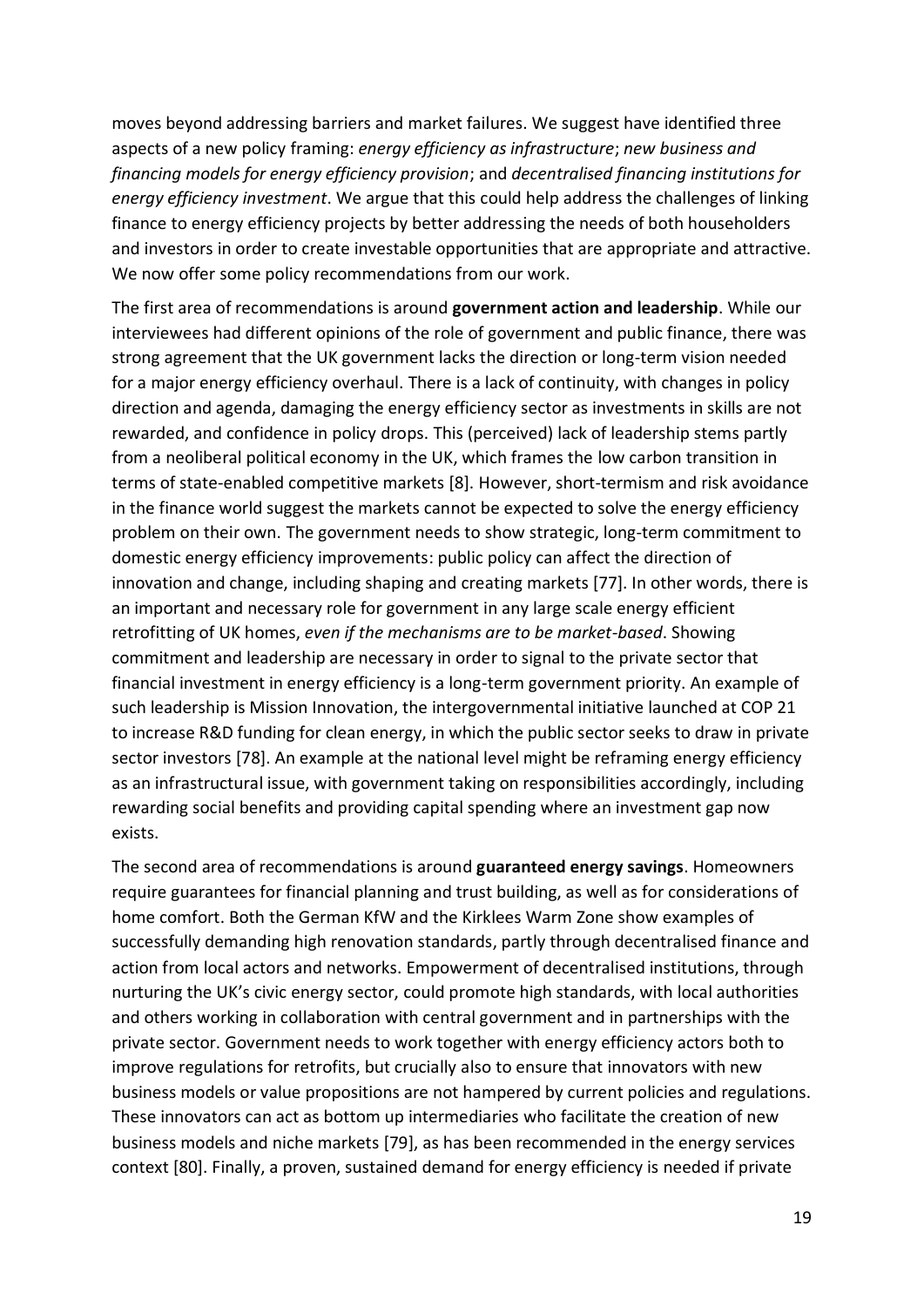moves beyond addressing barriers and market failures. We suggest have identified three aspects of a new policy framing: *energy efficiency as infrastructure*; *new business and financing models for energy efficiency provision*; and *decentralised financing institutions for energy efficiency investment*. We argue that this could help address the challenges of linking finance to energy efficiency projects by better addressing the needs of both householders and investors in order to create investable opportunities that are appropriate and attractive. We now offer some policy recommendations from our work.

The first area of recommendations is around **government action and leadership**. While our interviewees had different opinions of the role of government and public finance, there was strong agreement that the UK government lacks the direction or long-term vision needed for a major energy efficiency overhaul. There is a lack of continuity, with changes in policy direction and agenda, damaging the energy efficiency sector as investments in skills are not rewarded, and confidence in policy drops. This (perceived) lack of leadership stems partly from a neoliberal political economy in the UK, which frames the low carbon transition in terms of state-enabled competitive markets [8]. However, short-termism and risk avoidance in the finance world suggest the markets cannot be expected to solve the energy efficiency problem on their own. The government needs to show strategic, long-term commitment to domestic energy efficiency improvements: public policy can affect the direction of innovation and change, including shaping and creating markets [77]. In other words, there is an important and necessary role for government in any large scale energy efficient retrofitting of UK homes, *even if the mechanisms are to be market-based*. Showing commitment and leadership are necessary in order to signal to the private sector that financial investment in energy efficiency is a long-term government priority. An example of such leadership is Mission Innovation, the intergovernmental initiative launched at COP 21 to increase R&D funding for clean energy, in which the public sector seeks to draw in private sector investors [78]. An example at the national level might be reframing energy efficiency as an infrastructural issue, with government taking on responsibilities accordingly, including rewarding social benefits and providing capital spending where an investment gap now exists.

The second area of recommendations is around **guaranteed energy savings**. Homeowners require guarantees for financial planning and trust building, as well as for considerations of home comfort. Both the German KfW and the Kirklees Warm Zone show examples of successfully demanding high renovation standards, partly through decentralised finance and action from local actors and networks. Empowerment of decentralised institutions, through nurturing the UK's civic energy sector, could promote high standards, with local authorities and others working in collaboration with central government and in partnerships with the private sector. Government needs to work together with energy efficiency actors both to improve regulations for retrofits, but crucially also to ensure that innovators with new business models or value propositions are not hampered by current policies and regulations. These innovators can act as bottom up intermediaries who facilitate the creation of new business models and niche markets [79], as has been recommended in the energy services context [80]. Finally, a proven, sustained demand for energy efficiency is needed if private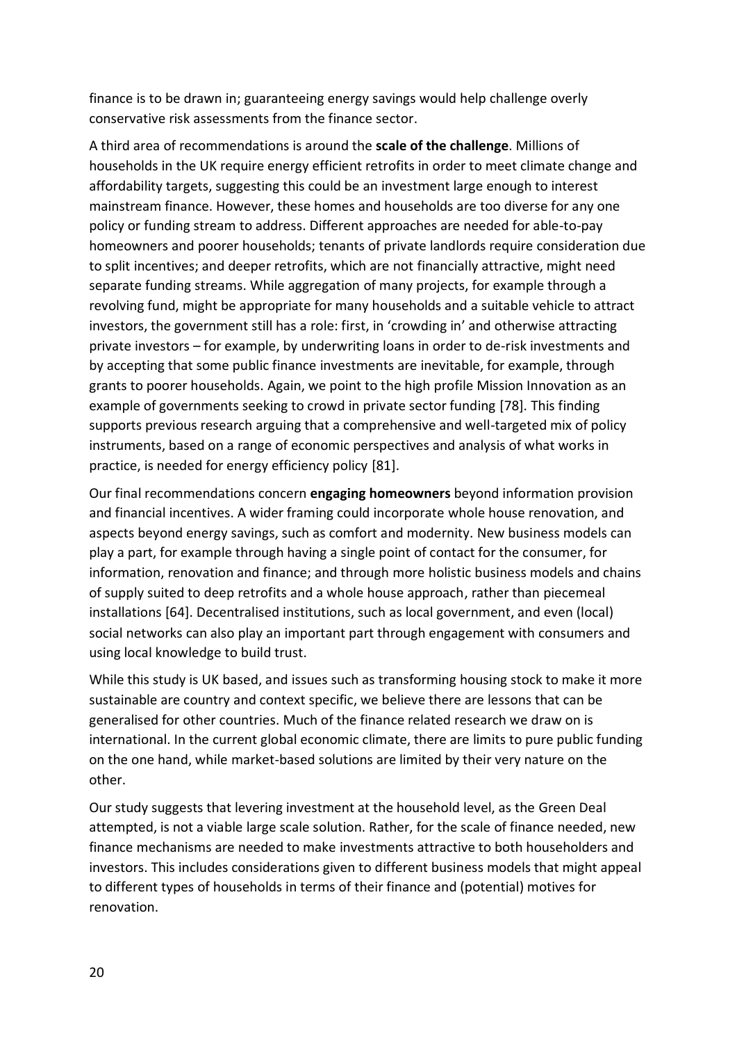finance is to be drawn in; guaranteeing energy savings would help challenge overly conservative risk assessments from the finance sector.

A third area of recommendations is around the **scale of the challenge**. Millions of households in the UK require energy efficient retrofits in order to meet climate change and affordability targets, suggesting this could be an investment large enough to interest mainstream finance. However, these homes and households are too diverse for any one policy or funding stream to address. Different approaches are needed for able-to-pay homeowners and poorer households; tenants of private landlords require consideration due to split incentives; and deeper retrofits, which are not financially attractive, might need separate funding streams. While aggregation of many projects, for example through a revolving fund, might be appropriate for many households and a suitable vehicle to attract investors, the government still has a role: first, in 'crowding in' and otherwise attracting private investors – for example, by underwriting loans in order to de-risk investments and by accepting that some public finance investments are inevitable, for example, through grants to poorer households. Again, we point to the high profile Mission Innovation as an example of governments seeking to crowd in private sector funding [78]. This finding supports previous research arguing that a comprehensive and well-targeted mix of policy instruments, based on a range of economic perspectives and analysis of what works in practice, is needed for energy efficiency policy [81].

Our final recommendations concern **engaging homeowners** beyond information provision and financial incentives. A wider framing could incorporate whole house renovation, and aspects beyond energy savings, such as comfort and modernity. New business models can play a part, for example through having a single point of contact for the consumer, for information, renovation and finance; and through more holistic business models and chains of supply suited to deep retrofits and a whole house approach, rather than piecemeal installations [64]. Decentralised institutions, such as local government, and even (local) social networks can also play an important part through engagement with consumers and using local knowledge to build trust.

While this study is UK based, and issues such as transforming housing stock to make it more sustainable are country and context specific, we believe there are lessons that can be generalised for other countries. Much of the finance related research we draw on is international. In the current global economic climate, there are limits to pure public funding on the one hand, while market-based solutions are limited by their very nature on the other.

Our study suggests that levering investment at the household level, as the Green Deal attempted, is not a viable large scale solution. Rather, for the scale of finance needed, new finance mechanisms are needed to make investments attractive to both householders and investors. This includes considerations given to different business models that might appeal to different types of households in terms of their finance and (potential) motives for renovation.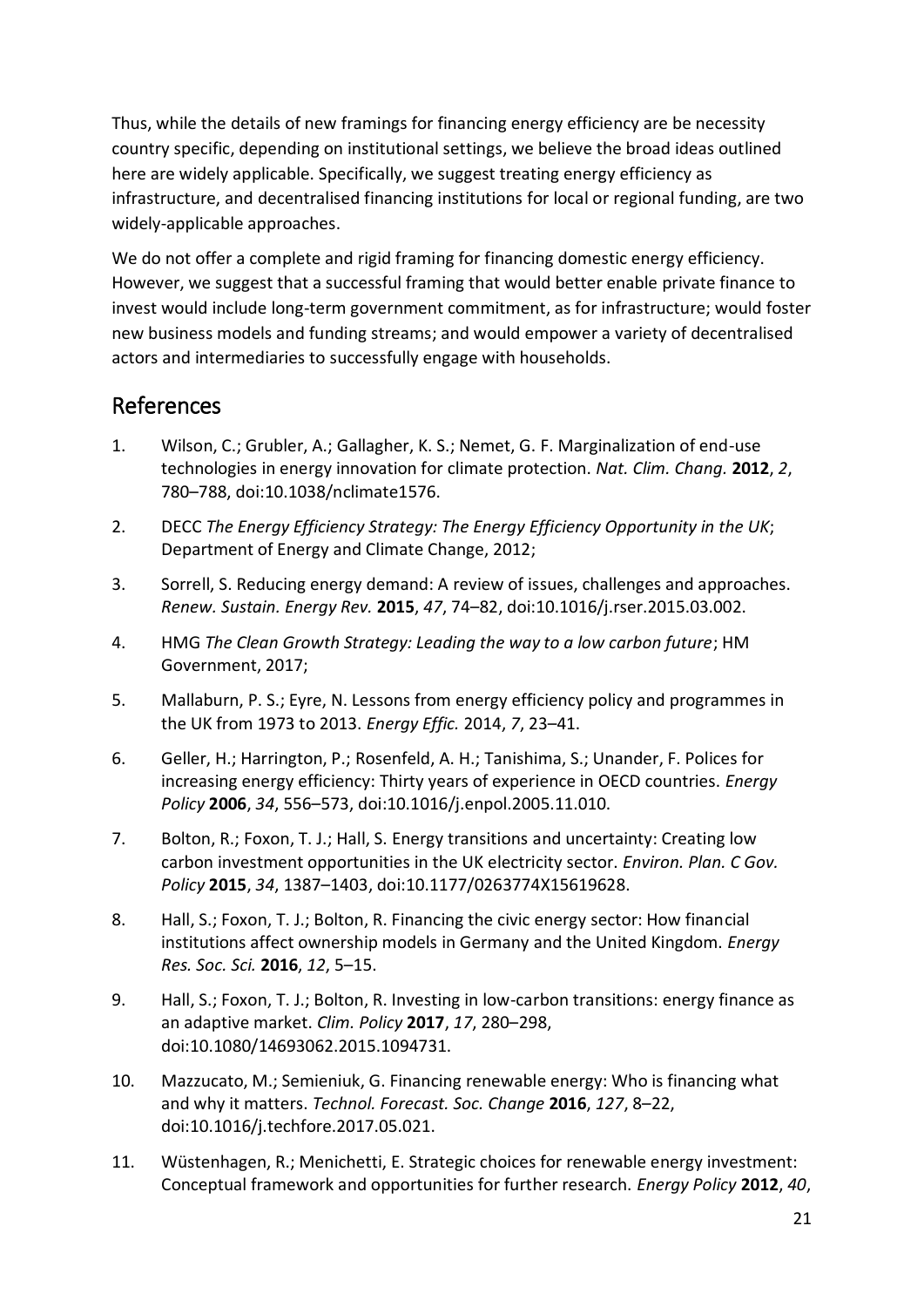Thus, while the details of new framings for financing energy efficiency are be necessity country specific, depending on institutional settings, we believe the broad ideas outlined here are widely applicable. Specifically, we suggest treating energy efficiency as infrastructure, and decentralised financing institutions for local or regional funding, are two widely-applicable approaches.

We do not offer a complete and rigid framing for financing domestic energy efficiency. However, we suggest that a successful framing that would better enable private finance to invest would include long-term government commitment, as for infrastructure; would foster new business models and funding streams; and would empower a variety of decentralised actors and intermediaries to successfully engage with households.

## References

1. Wilson, C.; Grubler, A.; Gallagher, K. S.; Nemet, G. F. Marginalization of end-use technologies in energy innovation for climate protection. *Nat. Clim. Chang.* **2012**, *2*, 780–788, doi:10.1038/nclimate1576.
2. DECC *The Energy Efficiency Strategy: The Energy Efficiency Opportunity in the UK*; Department of Energy and Climate Change, 2012;
3. Sorrell, S. Reducing energy demand: A review of issues, challenges and approaches. *Renew. Sustain. Energy Rev.* **2015**, *47*, 74–82, doi:10.1016/j.rser.2015.03.002.
4. HMG *The Clean Growth Strategy: Leading the way to a low carbon future*; HM Government, 2017;
5. Mallaburn, P. S.; Eyre, N. Lessons from energy efficiency policy and programmes in the UK from 1973 to 2013. *Energy Effic.* 2014, *7*, 23–41.
6. Geller, H.; Harrington, P.; Rosenfeld, A. H.; Tanishima, S.; Unander, F. Polices for increasing energy efficiency: Thirty years of experience in OECD countries. *Energy Policy* **2006**, *34*, 556–573, doi:10.1016/j.enpol.2005.11.010.
7. Bolton, R.; Foxon, T. J.; Hall, S. Energy transitions and uncertainty: Creating low carbon investment opportunities in the UK electricity sector. *Environ. Plan. C Gov. Policy* **2015**, *34*, 1387–1403, doi:10.1177/0263774X15619628.
8. Hall, S.; Foxon, T. J.; Bolton, R. Financing the civic energy sector: How financial institutions affect ownership models in Germany and the United Kingdom. *Energy Res. Soc. Sci.* **2016**, *12*, 5–15.
9. Hall, S.; Foxon, T. J.; Bolton, R. Investing in low-carbon transitions: energy finance as an adaptive market. *Clim. Policy* **2017**, *17*, 280–298, doi:10.1080/14693062.2015.1094731.
10. Mazzucato, M.; Semieniuk, G. Financing renewable energy: Who is financing what and why it matters. *Technol. Forecast. Soc. Change* **2016**, *127*, 8–22, doi:10.1016/j.techfore.2017.05.021.
11. Wüstenhagen, R.; Menichetti, E. Strategic choices for renewable energy investment: Conceptual framework and opportunities for further research. *Energy Policy* **2012**, *40*,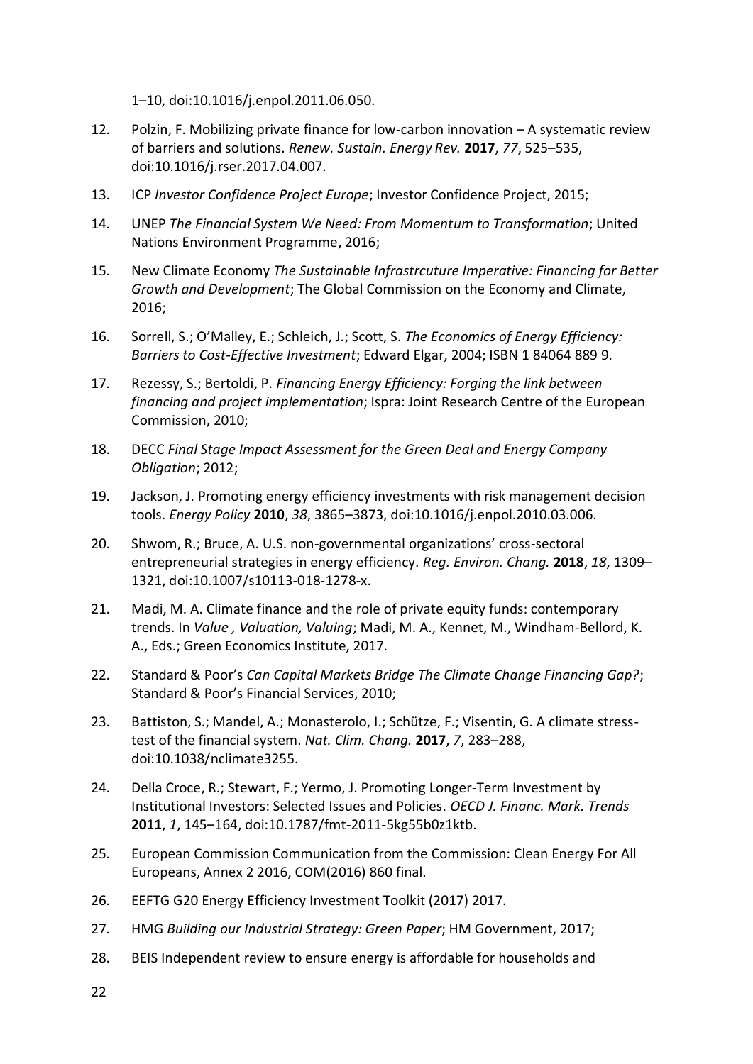1–10, doi:10.1016/j.enpol.2011.06.050.

12. Polzin, F. Mobilizing private finance for low-carbon innovation – A systematic review of barriers and solutions. *Renew. Sustain. Energy Rev.* **2017**, *77*, 525–535, doi:10.1016/j.rser.2017.04.007.
13. ICP *Investor Confidence Project Europe*; Investor Confidence Project, 2015;
14. UNEP *The Financial System We Need: From Momentum to Transformation*; United Nations Environment Programme, 2016;
15. New Climate Economy *The Sustainable Infrastrcuture Imperative: Financing for Better Growth and Development*; The Global Commission on the Economy and Climate, 2016;
16. Sorrell, S.; O'Malley, E.; Schleich, J.; Scott, S. *The Economics of Energy Efficiency: Barriers to Cost-Effective Investment*; Edward Elgar, 2004; ISBN 1 84064 889 9.
17. Rezessy, S.; Bertoldi, P. *Financing Energy Efficiency: Forging the link between financing and project implementation*; Ispra: Joint Research Centre of the European Commission, 2010;
18. DECC *Final Stage Impact Assessment for the Green Deal and Energy Company Obligation*; 2012;
19. Jackson, J. Promoting energy efficiency investments with risk management decision tools. *Energy Policy* **2010**, *38*, 3865–3873, doi:10.1016/j.enpol.2010.03.006.
20. Shwom, R.; Bruce, A. U.S. non-governmental organizations' cross-sectoral entrepreneurial strategies in energy efficiency. *Reg. Environ. Chang.* **2018**, *18*, 1309–1321, doi:10.1007/s10113-018-1278-x.
21. Madi, M. A. Climate finance and the role of private equity funds: contemporary trends. In *Value , Valuation, Valuing*; Madi, M. A., Kennet, M., Windham-Bellord, K. A., Eds.; Green Economics Institute, 2017.
22. Standard & Poor's *Can Capital Markets Bridge The Climate Change Financing Gap?*; Standard & Poor's Financial Services, 2010;
23. Battiston, S.; Mandel, A.; Monasterolo, I.; Schütze, F.; Visentin, G. A climate stress-test of the financial system. *Nat. Clim. Chang.* **2017**, *7*, 283–288, doi:10.1038/nclimate3255.
24. Della Croce, R.; Stewart, F.; Yermo, J. Promoting Longer-Term Investment by Institutional Investors: Selected Issues and Policies. *OECD J. Financ. Mark. Trends* **2011**, *1*, 145–164, doi:10.1787/fmt-2011-5kg55b0z1ktb.
25. European Commission Communication from the Commission: Clean Energy For All Europeans, Annex 2 2016, COM(2016) 860 final.
26. EEFTG G20 Energy Efficiency Investment Toolkit (2017) 2017.
27. HMG *Building our Industrial Strategy: Green Paper*; HM Government, 2017;
28. BEIS Independent review to ensure energy is affordable for households and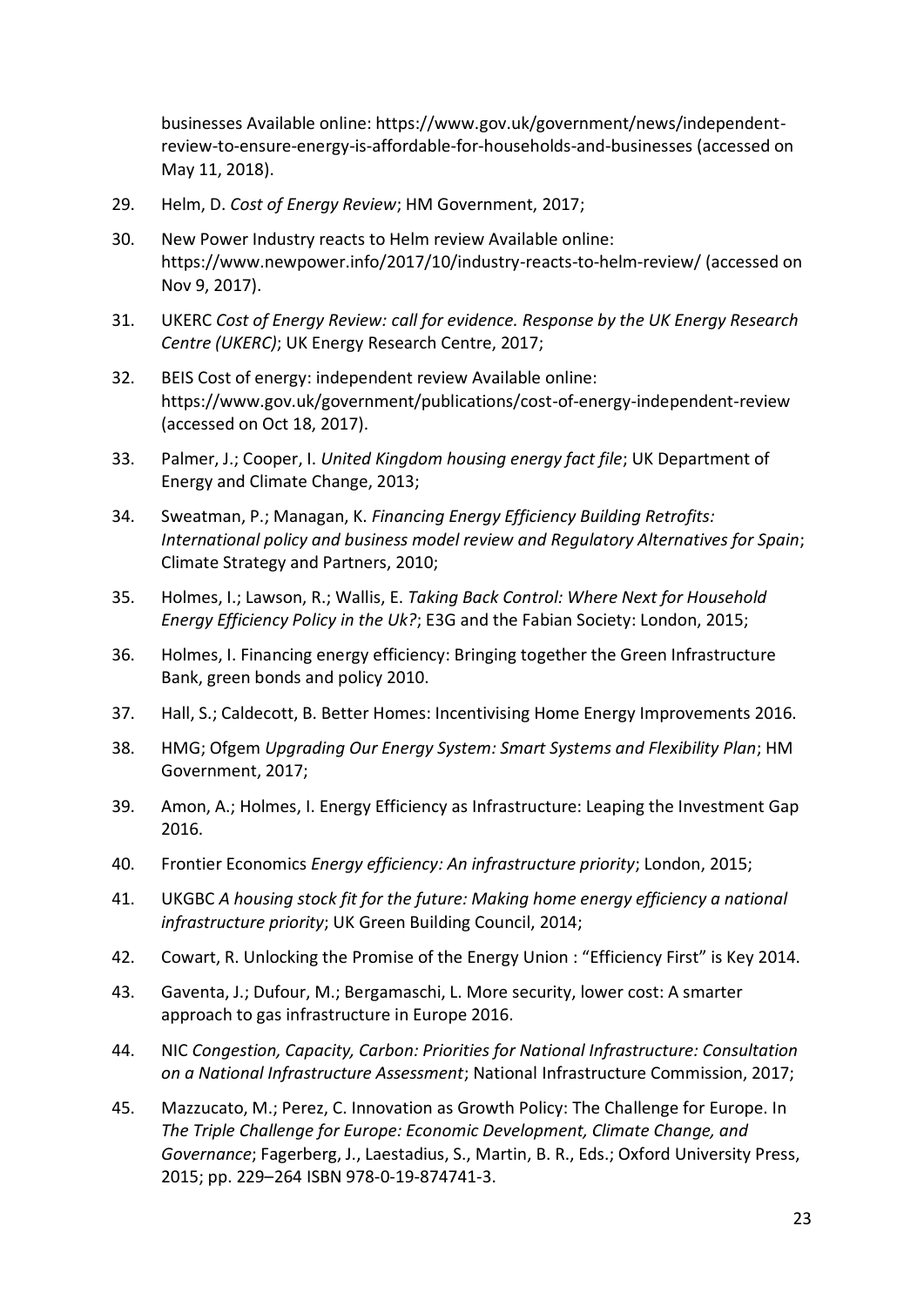businesses Available online: https://www.gov.uk/government/news/independent-review-to-ensure-energy-is-affordable-for-households-and-businesses (accessed on May 11, 2018).

29. Helm, D. *Cost of Energy Review*; HM Government, 2017;
30. New Power Industry reacts to Helm review Available online: https://www.newpower.info/2017/10/industry-reacts-to-helm-review/ (accessed on Nov 9, 2017).
31. UKERC *Cost of Energy Review: call for evidence. Response by the UK Energy Research Centre (UKERC)*; UK Energy Research Centre, 2017;
32. BEIS Cost of energy: independent review Available online: https://www.gov.uk/government/publications/cost-of-energy-independent-review (accessed on Oct 18, 2017).
33. Palmer, J.; Cooper, I. *United Kingdom housing energy fact file*; UK Department of Energy and Climate Change, 2013;
34. Sweatman, P.; Managan, K. *Financing Energy Efficiency Building Retrofits: International policy and business model review and Regulatory Alternatives for Spain*; Climate Strategy and Partners, 2010;
35. Holmes, I.; Lawson, R.; Wallis, E. *Taking Back Control: Where Next for Household Energy Efficiency Policy in the Uk?*; E3G and the Fabian Society: London, 2015;
36. Holmes, I. Financing energy efficiency: Bringing together the Green Infrastructure Bank, green bonds and policy 2010.
37. Hall, S.; Caldecott, B. Better Homes: Incentivising Home Energy Improvements 2016.
38. HMG; Ofgem *Upgrading Our Energy System: Smart Systems and Flexibility Plan*; HM Government, 2017;
39. Amon, A.; Holmes, I. Energy Efficiency as Infrastructure: Leaping the Investment Gap 2016.
40. Frontier Economics *Energy efficiency: An infrastructure priority*; London, 2015;
41. UKGBC *A housing stock fit for the future: Making home energy efficiency a national infrastructure priority*; UK Green Building Council, 2014;
42. Cowart, R. Unlocking the Promise of the Energy Union : "Efficiency First" is Key 2014.
43. Gaventa, J.; Dufour, M.; Bergamaschi, L. More security, lower cost: A smarter approach to gas infrastructure in Europe 2016.
44. NIC *Congestion, Capacity, Carbon: Priorities for National Infrastructure: Consultation on a National Infrastructure Assessment*; National Infrastructure Commission, 2017;
45. Mazzucato, M.; Perez, C. Innovation as Growth Policy: The Challenge for Europe. In *The Triple Challenge for Europe: Economic Development, Climate Change, and Governance*; Fagerberg, J., Laestadius, S., Martin, B. R., Eds.; Oxford University Press, 2015; pp. 229–264 ISBN 978-0-19-874741-3.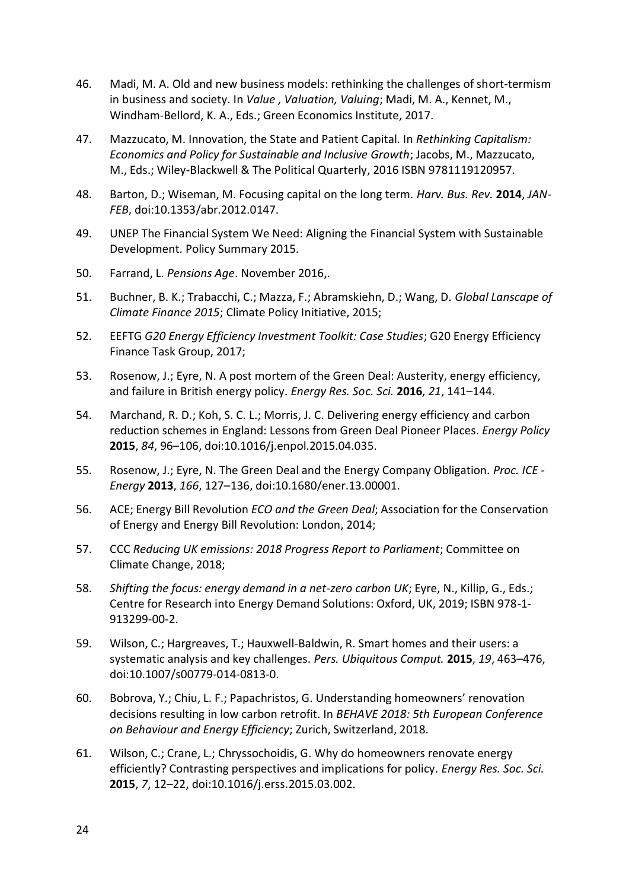46. Madi, M. A. Old and new business models: rethinking the challenges of short-termism in business and society. In *Value , Valuation, Valuing*; Madi, M. A., Kennet, M., Windham-Bellord, K. A., Eds.; Green Economics Institute, 2017.

47. Mazzucato, M. Innovation, the State and Patient Capital. In *Rethinking Capitalism: Economics and Policy for Sustainable and Inclusive Growth*; Jacobs, M., Mazzucato, M., Eds.; Wiley-Blackwell & The Political Quarterly, 2016 ISBN 9781119120957.

48. Barton, D.; Wiseman, M. Focusing capital on the long term. *Harv. Bus. Rev.* **2014**, *JAN-FEB*, doi:10.1353/abr.2012.0147.

49. UNEP The Financial System We Need: Aligning the Financial System with Sustainable Development. Policy Summary 2015.

50. Farrand, L. *Pensions Age*. November 2016,.

51. Buchner, B. K.; Trabacchi, C.; Mazza, F.; Abramskiehn, D.; Wang, D. *Global Lanscape of Climate Finance 2015*; Climate Policy Initiative, 2015;

52. EEFTG *G20 Energy Efficiency Investment Toolkit: Case Studies*; G20 Energy Efficiency Finance Task Group, 2017;

53. Rosenow, J.; Eyre, N. A post mortem of the Green Deal: Austerity, energy efficiency, and failure in British energy policy. *Energy Res. Soc. Sci.* **2016**, *21*, 141–144.

54. Marchand, R. D.; Koh, S. C. L.; Morris, J. C. Delivering energy efficiency and carbon reduction schemes in England: Lessons from Green Deal Pioneer Places. *Energy Policy* **2015**, *84*, 96–106, doi:10.1016/j.enpol.2015.04.035.

55. Rosenow, J.; Eyre, N. The Green Deal and the Energy Company Obligation. *Proc. ICE - Energy* **2013**, *166*, 127–136, doi:10.1680/ener.13.00001.

56. ACE; Energy Bill Revolution *ECO and the Green Deal*; Association for the Conservation of Energy and Energy Bill Revolution: London, 2014;

57. CCC *Reducing UK emissions: 2018 Progress Report to Parliament*; Committee on Climate Change, 2018;

58. *Shifting the focus: energy demand in a net-zero carbon UK*; Eyre, N., Killip, G., Eds.; Centre for Research into Energy Demand Solutions: Oxford, UK, 2019; ISBN 978-1-913299-00-2.

59. Wilson, C.; Hargreaves, T.; Hauxwell-Baldwin, R. Smart homes and their users: a systematic analysis and key challenges. *Pers. Ubiquitous Comput.* **2015**, *19*, 463–476, doi:10.1007/s00779-014-0813-0.

60. Bobrova, Y.; Chiu, L. F.; Papachristos, G. Understanding homeowners' renovation decisions resulting in low carbon retrofit. In *BEHAVE 2018: 5th European Conference on Behaviour and Energy Efficiency*; Zurich, Switzerland, 2018.

61. Wilson, C.; Crane, L.; Chryssochoidis, G. Why do homeowners renovate energy efficiently? Contrasting perspectives and implications for policy. *Energy Res. Soc. Sci.* **2015**, *7*, 12–22, doi:10.1016/j.erss.2015.03.002.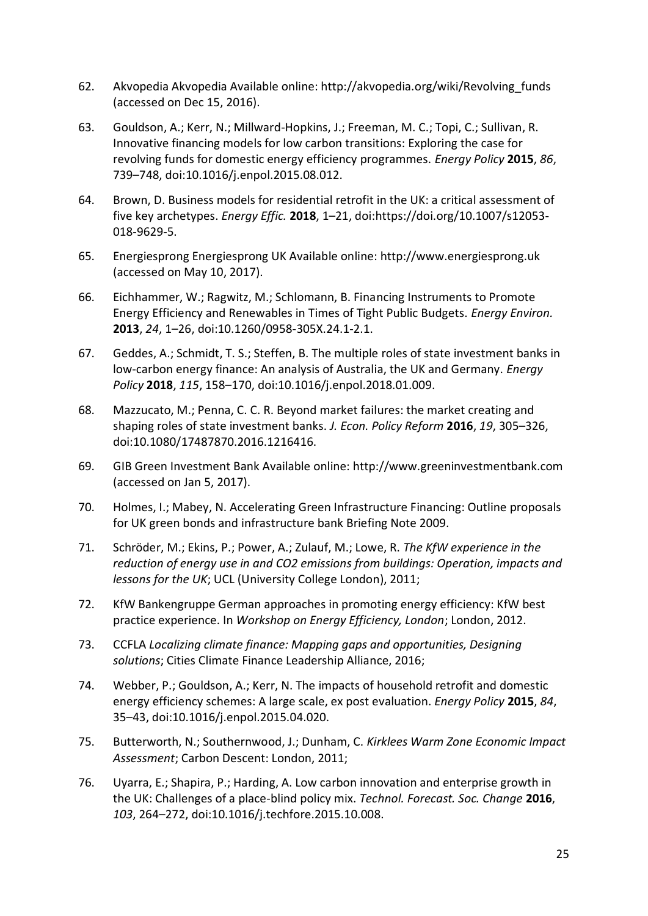62. Akvopedia Akvopedia Available online: http://akvopedia.org/wiki/Revolving_funds (accessed on Dec 15, 2016).

63. Gouldson, A.; Kerr, N.; Millward-Hopkins, J.; Freeman, M. C.; Topi, C.; Sullivan, R. Innovative financing models for low carbon transitions: Exploring the case for revolving funds for domestic energy efficiency programmes. *Energy Policy* **2015**, *86*, 739–748, doi:10.1016/j.enpol.2015.08.012.

64. Brown, D. Business models for residential retrofit in the UK: a critical assessment of five key archetypes. *Energy Effic.* **2018**, 1–21, doi:https://doi.org/10.1007/s12053-018-9629-5.

65. Energiesprong Energiesprong UK Available online: http://www.energiesprong.uk (accessed on May 10, 2017).

66. Eichhammer, W.; Ragwitz, M.; Schlomann, B. Financing Instruments to Promote Energy Efficiency and Renewables in Times of Tight Public Budgets. *Energy Environ.* **2013**, *24*, 1–26, doi:10.1260/0958-305X.24.1-2.1.

67. Geddes, A.; Schmidt, T. S.; Steffen, B. The multiple roles of state investment banks in low-carbon energy finance: An analysis of Australia, the UK and Germany. *Energy Policy* **2018**, *115*, 158–170, doi:10.1016/j.enpol.2018.01.009.

68. Mazzucato, M.; Penna, C. C. R. Beyond market failures: the market creating and shaping roles of state investment banks. *J. Econ. Policy Reform* **2016**, *19*, 305–326, doi:10.1080/17487870.2016.1216416.

69. GIB Green Investment Bank Available online: http://www.greeninvestmentbank.com (accessed on Jan 5, 2017).

70. Holmes, I.; Mabey, N. Accelerating Green Infrastructure Financing: Outline proposals for UK green bonds and infrastructure bank Briefing Note 2009.

71. Schröder, M.; Ekins, P.; Power, A.; Zulauf, M.; Lowe, R. *The KfW experience in the reduction of energy use in and CO2 emissions from buildings: Operation, impacts and lessons for the UK*; UCL (University College London), 2011;

72. KfW Bankengruppe German approaches in promoting energy efficiency: KfW best practice experience. In *Workshop on Energy Efficiency, London*; London, 2012.

73. CCFLA *Localizing climate finance: Mapping gaps and opportunities, Designing solutions*; Cities Climate Finance Leadership Alliance, 2016;

74. Webber, P.; Gouldson, A.; Kerr, N. The impacts of household retrofit and domestic energy efficiency schemes: A large scale, ex post evaluation. *Energy Policy* **2015**, *84*, 35–43, doi:10.1016/j.enpol.2015.04.020.

75. Butterworth, N.; Southernwood, J.; Dunham, C. *Kirklees Warm Zone Economic Impact Assessment*; Carbon Descent: London, 2011;

76. Uyarra, E.; Shapira, P.; Harding, A. Low carbon innovation and enterprise growth in the UK: Challenges of a place-blind policy mix. *Technol. Forecast. Soc. Change* **2016**, *103*, 264–272, doi:10.1016/j.techfore.2015.10.008.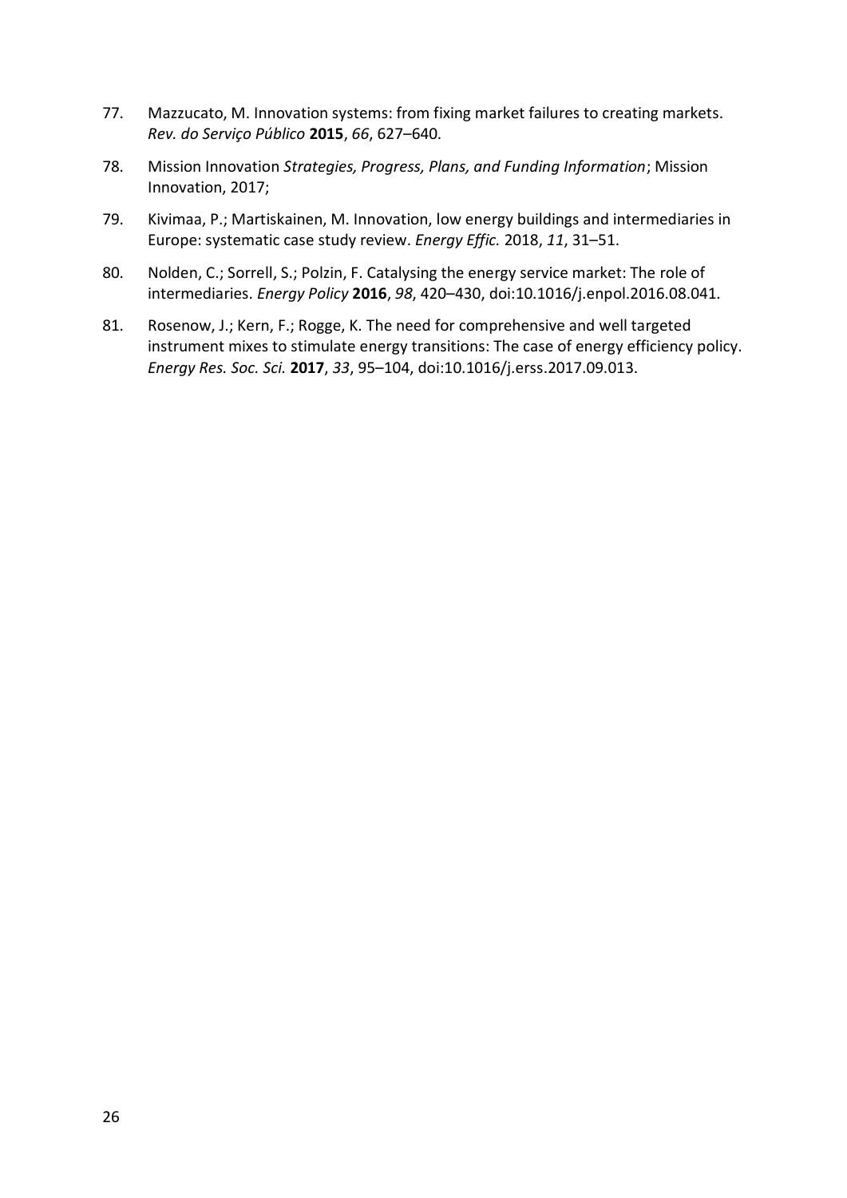77. Mazzucato, M. Innovation systems: from fixing market failures to creating markets. *Rev. do Serviço Público* **2015**, *66*, 627–640.

78. Mission Innovation *Strategies, Progress, Plans, and Funding Information*; Mission Innovation, 2017;

79. Kivimaa, P.; Martiskainen, M. Innovation, low energy buildings and intermediaries in Europe: systematic case study review. *Energy Effic.* 2018, *11*, 31–51.

80. Nolden, C.; Sorrell, S.; Polzin, F. Catalysing the energy service market: The role of intermediaries. *Energy Policy* **2016**, *98*, 420–430, doi:10.1016/j.enpol.2016.08.041.

81. Rosenow, J.; Kern, F.; Rogge, K. The need for comprehensive and well targeted instrument mixes to stimulate energy transitions: The case of energy efficiency policy. *Energy Res. Soc. Sci.* **2017**, *33*, 95–104, doi:10.1016/j.erss.2017.09.013.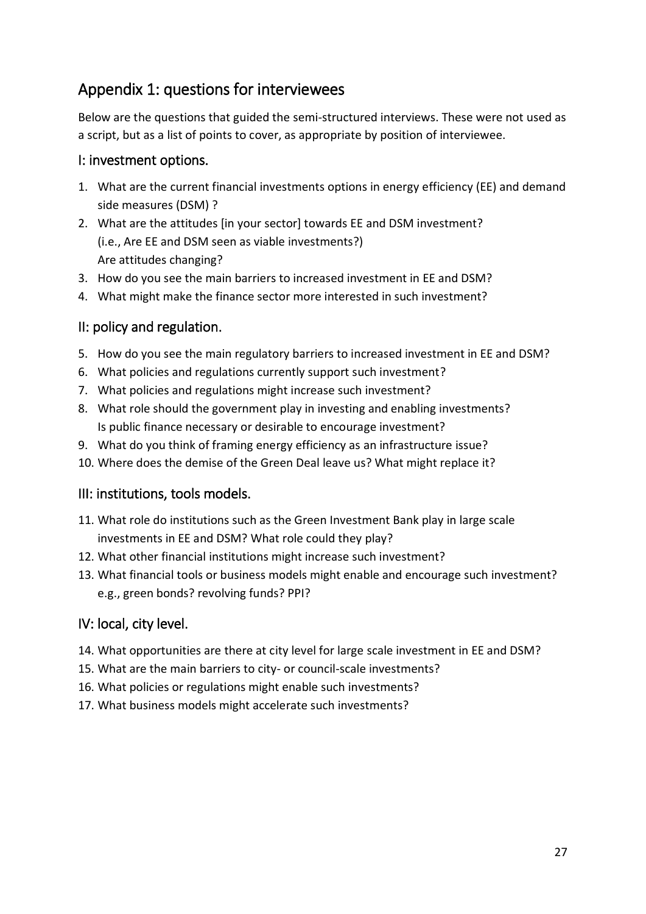## Appendix 1: questions for interviewees

Below are the questions that guided the semi-structured interviews. These were not used as a script, but as a list of points to cover, as appropriate by position of interviewee.

### I: investment options.

1. What are the current financial investments options in energy efficiency (EE) and demand side measures (DSM) ?
2. What are the attitudes [in your sector] towards EE and DSM investment?
   (i.e., Are EE and DSM seen as viable investments?)
   Are attitudes changing?
3. How do you see the main barriers to increased investment in EE and DSM?
4. What might make the finance sector more interested in such investment?

### II: policy and regulation.

5. How do you see the main regulatory barriers to increased investment in EE and DSM?
6. What policies and regulations currently support such investment?
7. What policies and regulations might increase such investment?
8. What role should the government play in investing and enabling investments?
   Is public finance necessary or desirable to encourage investment?
9. What do you think of framing energy efficiency as an infrastructure issue?
10. Where does the demise of the Green Deal leave us? What might replace it?

### III: institutions, tools models.

11. What role do institutions such as the Green Investment Bank play in large scale investments in EE and DSM? What role could they play?
12. What other financial institutions might increase such investment?
13. What financial tools or business models might enable and encourage such investment? e.g., green bonds? revolving funds? PPI?

### IV: local, city level.

14. What opportunities are there at city level for large scale investment in EE and DSM?
15. What are the main barriers to city- or council-scale investments?
16. What policies or regulations might enable such investments?
17. What business models might accelerate such investments?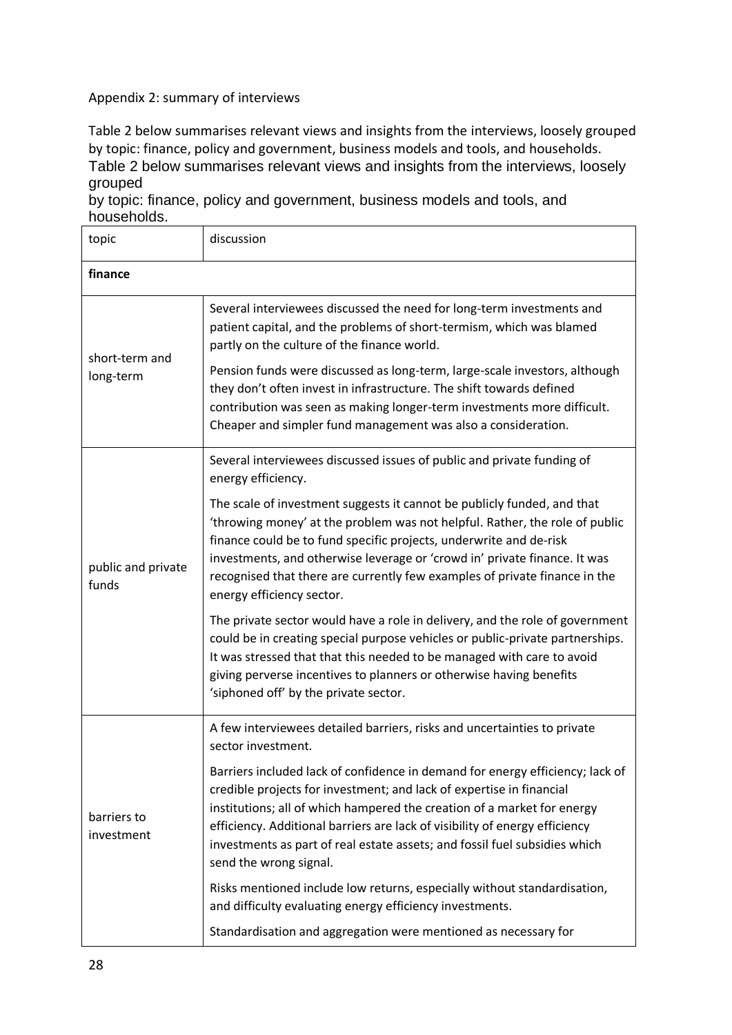Appendix 2: summary of interviews

Table 2 below summarises relevant views and insights from the interviews, loosely grouped by topic: finance, policy and government, business models and tools, and households.
Table 2 below summarises relevant views and insights from the interviews, loosely grouped
by topic: finance, policy and government, business models and tools, and households.

| topic | discussion |
|---|---|
| **finance** | |
| short-term and long-term | Several interviewees discussed the need for long-term investments and patient capital, and the problems of short-termism, which was blamed partly on the culture of the finance world.<br><br>Pension funds were discussed as long-term, large-scale investors, although they don't often invest in infrastructure. The shift towards defined contribution was seen as making longer-term investments more difficult. Cheaper and simpler fund management was also a consideration. |
| public and private funds | Several interviewees discussed issues of public and private funding of energy efficiency.<br><br>The scale of investment suggests it cannot be publicly funded, and that 'throwing money' at the problem was not helpful. Rather, the role of public finance could be to fund specific projects, underwrite and de-risk investments, and otherwise leverage or 'crowd in' private finance. It was recognised that there are currently few examples of private finance in the energy efficiency sector.<br><br>The private sector would have a role in delivery, and the role of government could be in creating special purpose vehicles or public-private partnerships. It was stressed that that this needed to be managed with care to avoid giving perverse incentives to planners or otherwise having benefits 'siphoned off' by the private sector. |
| barriers to investment | A few interviewees detailed barriers, risks and uncertainties to private sector investment.<br><br>Barriers included lack of confidence in demand for energy efficiency; lack of credible projects for investment; and lack of expertise in financial institutions; all of which hampered the creation of a market for energy efficiency. Additional barriers are lack of visibility of energy efficiency investments as part of real estate assets; and fossil fuel subsidies which send the wrong signal.<br><br>Risks mentioned include low returns, especially without standardisation, and difficulty evaluating energy efficiency investments.<br><br>Standardisation and aggregation were mentioned as necessary for |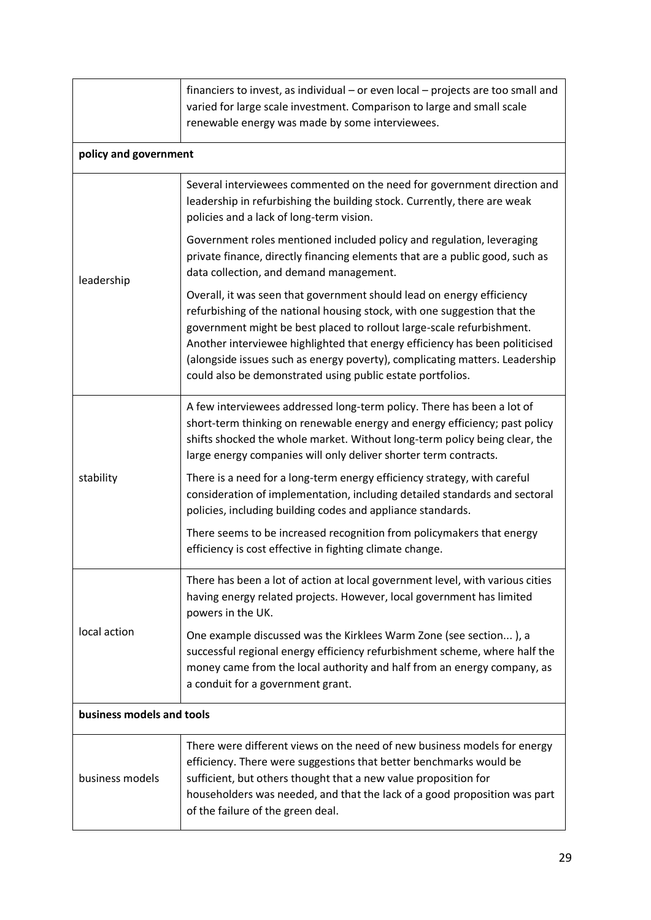| | |
|---|---|
| | financiers to invest, as individual – or even local – projects are too small and varied for large scale investment. Comparison to large and small scale renewable energy was made by some interviewees. |
| **policy and government** | |
| leadership | Several interviewees commented on the need for government direction and leadership in refurbishing the building stock. Currently, there are weak policies and a lack of long-term vision.<br><br>Government roles mentioned included policy and regulation, leveraging private finance, directly financing elements that are a public good, such as data collection, and demand management.<br><br>Overall, it was seen that government should lead on energy efficiency refurbishing of the national housing stock, with one suggestion that the government might be best placed to rollout large-scale refurbishment. Another interviewee highlighted that energy efficiency has been politicised (alongside issues such as energy poverty), complicating matters. Leadership could also be demonstrated using public estate portfolios. |
| stability | A few interviewees addressed long-term policy. There has been a lot of short-term thinking on renewable energy and energy efficiency; past policy shifts shocked the whole market. Without long-term policy being clear, the large energy companies will only deliver shorter term contracts.<br><br>There is a need for a long-term energy efficiency strategy, with careful consideration of implementation, including detailed standards and sectoral policies, including building codes and appliance standards.<br><br>There seems to be increased recognition from policymakers that energy efficiency is cost effective in fighting climate change. |
| local action | There has been a lot of action at local government level, with various cities having energy related projects. However, local government has limited powers in the UK.<br><br>One example discussed was the Kirklees Warm Zone (see section... ), a successful regional energy efficiency refurbishment scheme, where half the money came from the local authority and half from an energy company, as a conduit for a government grant. |
| **business models and tools** | |
| business models | There were different views on the need of new business models for energy efficiency. There were suggestions that better benchmarks would be sufficient, but others thought that a new value proposition for householders was needed, and that the lack of a good proposition was part of the failure of the green deal. |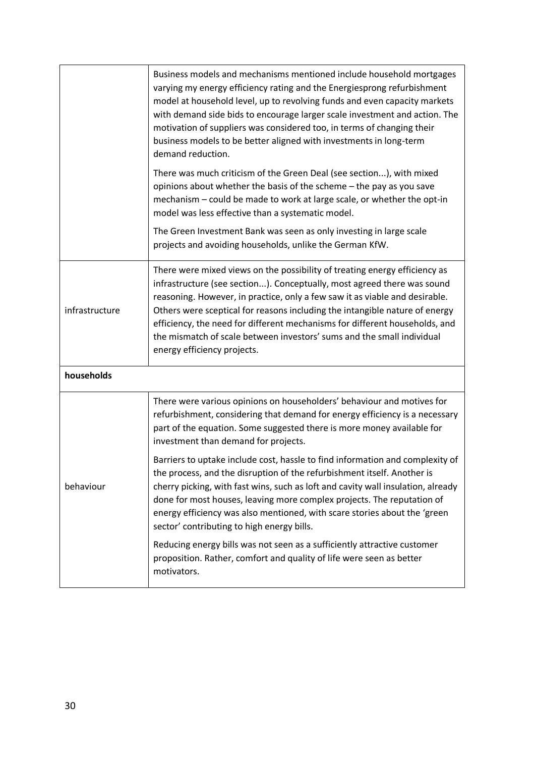| | |
|---|---|
| | Business models and mechanisms mentioned include household mortgages varying my energy efficiency rating and the Energiesprong refurbishment model at household level, up to revolving funds and even capacity markets with demand side bids to encourage larger scale investment and action. The motivation of suppliers was considered too, in terms of changing their business models to be better aligned with investments in long-term demand reduction.<br><br>There was much criticism of the Green Deal (see section...), with mixed opinions about whether the basis of the scheme – the pay as you save mechanism – could be made to work at large scale, or whether the opt-in model was less effective than a systematic model.<br><br>The Green Investment Bank was seen as only investing in large scale projects and avoiding households, unlike the German KfW. |
| infrastructure | There were mixed views on the possibility of treating energy efficiency as infrastructure (see section...). Conceptually, most agreed there was sound reasoning. However, in practice, only a few saw it as viable and desirable. Others were sceptical for reasons including the intangible nature of energy efficiency, the need for different mechanisms for different households, and the mismatch of scale between investors' sums and the small individual energy efficiency projects. |
| **households** | |
| behaviour | There were various opinions on householders' behaviour and motives for refurbishment, considering that demand for energy efficiency is a necessary part of the equation. Some suggested there is more money available for investment than demand for projects.<br><br>Barriers to uptake include cost, hassle to find information and complexity of the process, and the disruption of the refurbishment itself. Another is cherry picking, with fast wins, such as loft and cavity wall insulation, already done for most houses, leaving more complex projects. The reputation of energy efficiency was also mentioned, with scare stories about the 'green sector' contributing to high energy bills.<br><br>Reducing energy bills was not seen as a sufficiently attractive customer proposition. Rather, comfort and quality of life were seen as better motivators. |